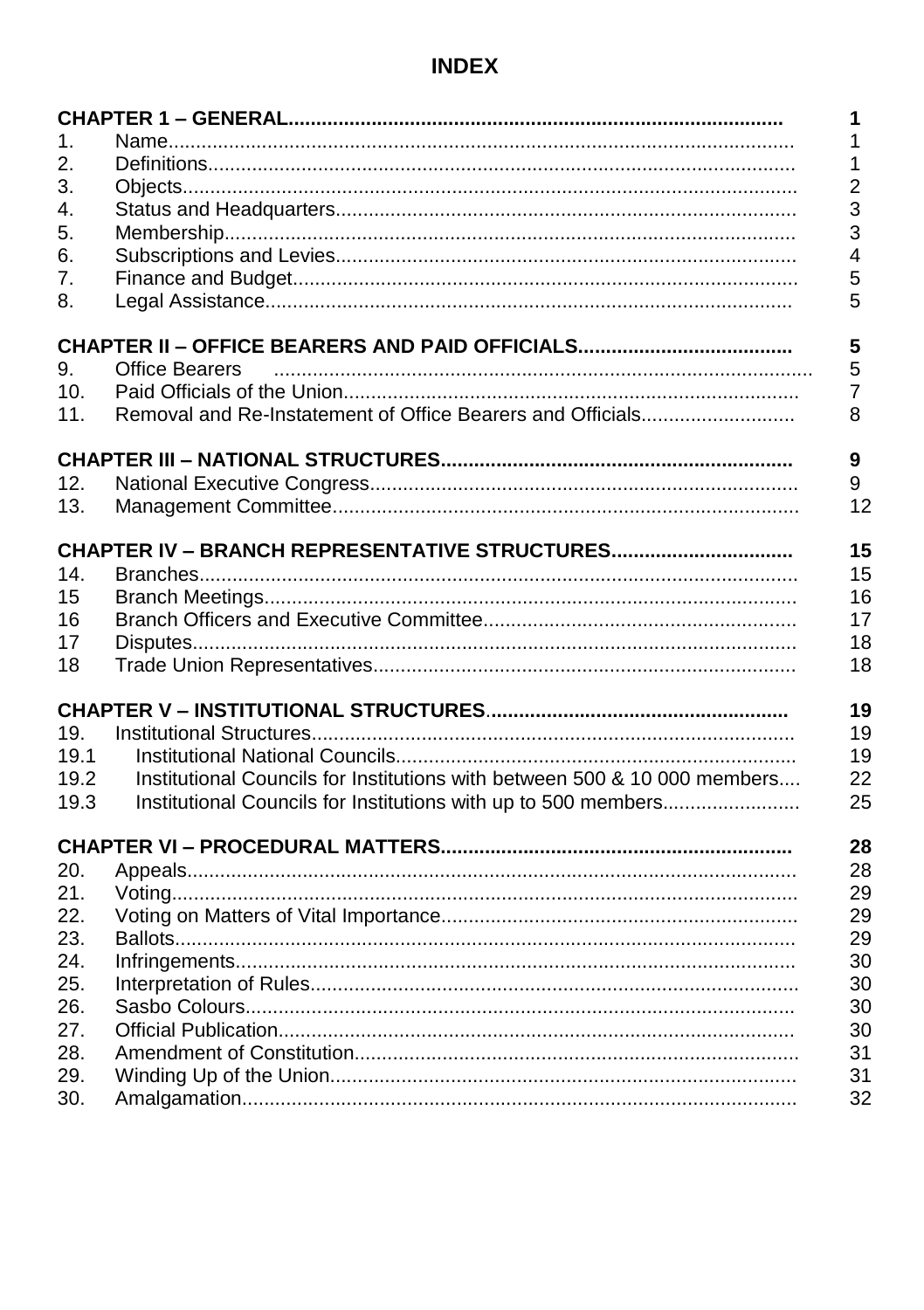# INDEX

| | | |
|---|---|---|
| **CHAPTER 1 – GENERAL** | | **1** |
| 1. | Name | 1 |
| 2. | Definitions | 1 |
| 3. | Objects | 2 |
| 4. | Status and Headquarters | 3 |
| 5. | Membership | 3 |
| 6. | Subscriptions and Levies | 4 |
| 7. | Finance and Budget | 5 |
| 8. | Legal Assistance | 5 |
| **CHAPTER II – OFFICE BEARERS AND PAID OFFICIALS** | | **5** |
| 9. | Office Bearers | 5 |
| 10. | Paid Officials of the Union | 7 |
| 11. | Removal and Re-Instatement of Office Bearers and Officials | 8 |
| **CHAPTER III – NATIONAL STRUCTURES** | | **9** |
| 12. | National Executive Congress | 9 |
| 13. | Management Committee | 12 |
| **CHAPTER IV – BRANCH REPRESENTATIVE STRUCTURES** | | **15** |
| 14. | Branches | 15 |
| 15 | Branch Meetings | 16 |
| 16 | Branch Officers and Executive Committee | 17 |
| 17 | Disputes | 18 |
| 18 | Trade Union Representatives | 18 |
| **CHAPTER V – INSTITUTIONAL STRUCTURES** | | **19** |
| 19. | Institutional Structures | 19 |
| 19.1 | Institutional National Councils | 19 |
| 19.2 | Institutional Councils for Institutions with between 500 & 10 000 members | 22 |
| 19.3 | Institutional Councils for Institutions with up to 500 members | 25 |
| **CHAPTER VI – PROCEDURAL MATTERS** | | **28** |
| 20. | Appeals | 28 |
| 21. | Voting | 29 |
| 22. | Voting on Matters of Vital Importance | 29 |
| 23. | Ballots | 29 |
| 24. | Infringements | 30 |
| 25. | Interpretation of Rules | 30 |
| 26. | Sasbo Colours | 30 |
| 27. | Official Publication | 30 |
| 28. | Amendment of Constitution | 31 |
| 29. | Winding Up of the Union | 31 |
| 30. | Amalgamation | 32 |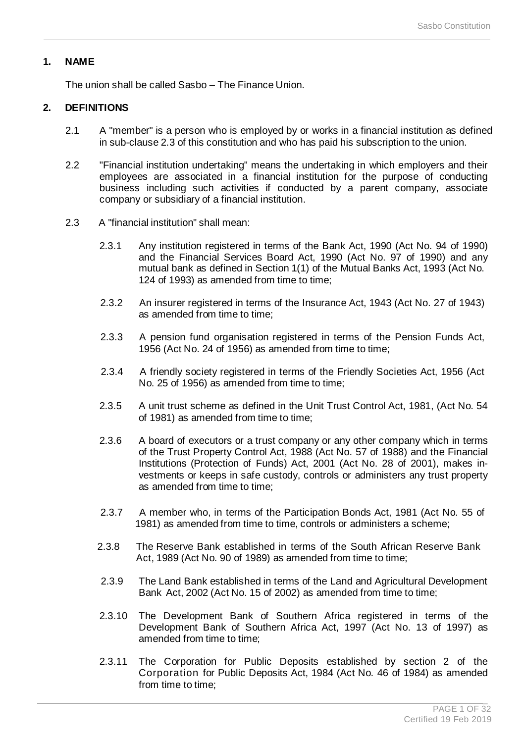## 1. NAME

The union shall be called Sasbo – The Finance Union.

## 2. DEFINITIONS

2.1 A "member" is a person who is employed by or works in a financial institution as defined in sub-clause 2.3 of this constitution and who has paid his subscription to the union.

2.2 "Financial institution undertaking" means the undertaking in which employers and their employees are associated in a financial institution for the purpose of conducting business including such activities if conducted by a parent company, associate company or subsidiary of a financial institution.

2.3 A "financial institution" shall mean:

2.3.1 Any institution registered in terms of the Bank Act, 1990 (Act No. 94 of 1990) and the Financial Services Board Act, 1990 (Act No. 97 of 1990) and any mutual bank as defined in Section 1(1) of the Mutual Banks Act, 1993 (Act No. 124 of 1993) as amended from time to time;

2.3.2 An insurer registered in terms of the Insurance Act, 1943 (Act No. 27 of 1943) as amended from time to time;

2.3.3 A pension fund organisation registered in terms of the Pension Funds Act, 1956 (Act No. 24 of 1956) as amended from time to time;

2.3.4 A friendly society registered in terms of the Friendly Societies Act, 1956 (Act No. 25 of 1956) as amended from time to time;

2.3.5 A unit trust scheme as defined in the Unit Trust Control Act, 1981, (Act No. 54 of 1981) as amended from time to time;

2.3.6 A board of executors or a trust company or any other company which in terms of the Trust Property Control Act, 1988 (Act No. 57 of 1988) and the Financial Institutions (Protection of Funds) Act, 2001 (Act No. 28 of 2001), makes investments or keeps in safe custody, controls or administers any trust property as amended from time to time;

2.3.7 A member who, in terms of the Participation Bonds Act, 1981 (Act No. 55 of 1981) as amended from time to time, controls or administers a scheme;

2.3.8 The Reserve Bank established in terms of the South African Reserve Bank Act, 1989 (Act No. 90 of 1989) as amended from time to time;

2.3.9 The Land Bank established in terms of the Land and Agricultural Development Bank Act, 2002 (Act No. 15 of 2002) as amended from time to time;

2.3.10 The Development Bank of Southern Africa registered in terms of the Development Bank of Southern Africa Act, 1997 (Act No. 13 of 1997) as amended from time to time;

2.3.11 The Corporation for Public Deposits established by section 2 of the Corporation for Public Deposits Act, 1984 (Act No. 46 of 1984) as amended from time to time;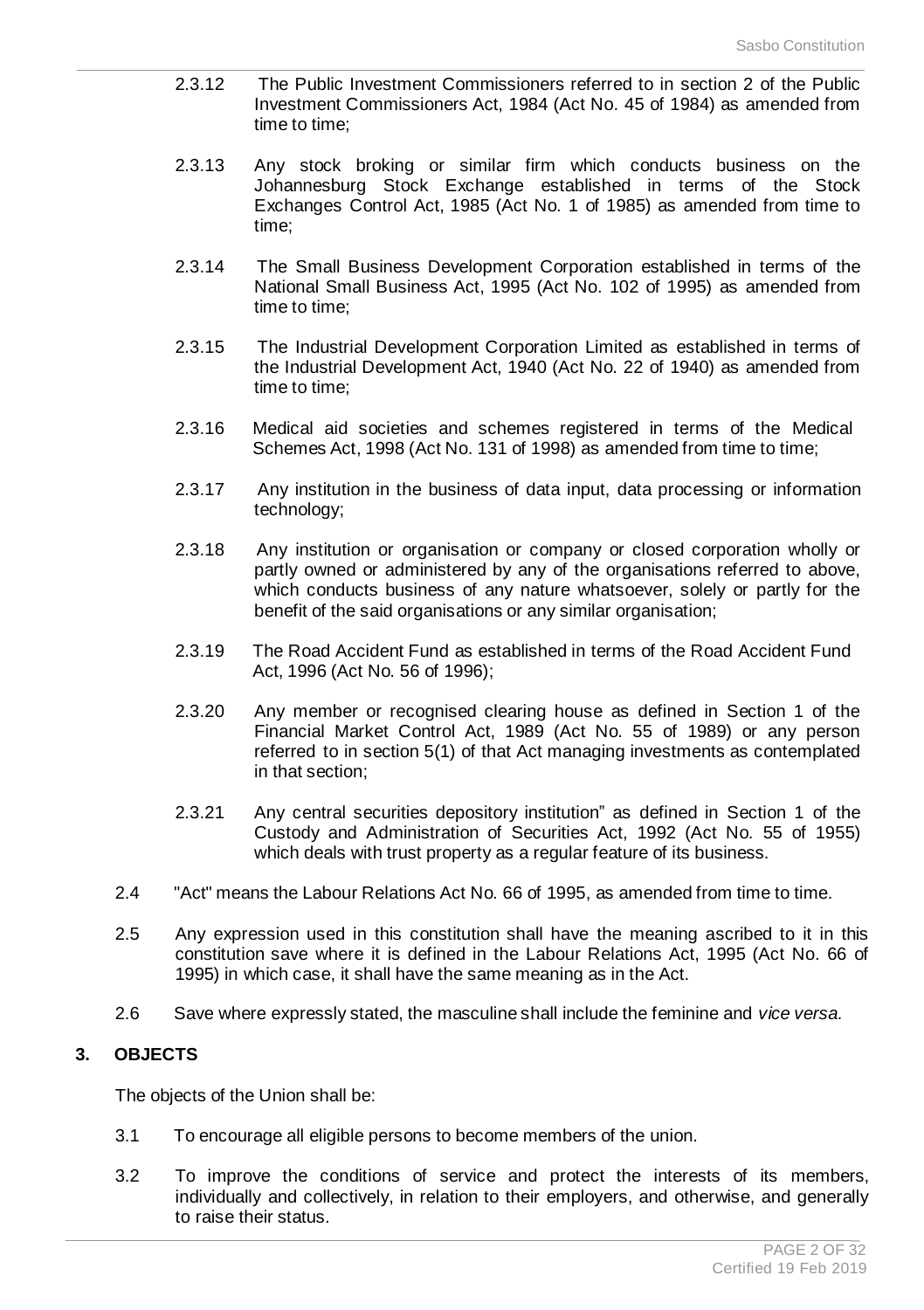2.3.12 The Public Investment Commissioners referred to in section 2 of the Public Investment Commissioners Act, 1984 (Act No. 45 of 1984) as amended from time to time;

2.3.13 Any stock broking or similar firm which conducts business on the Johannesburg Stock Exchange established in terms of the Stock Exchanges Control Act, 1985 (Act No. 1 of 1985) as amended from time to time;

2.3.14 The Small Business Development Corporation established in terms of the National Small Business Act, 1995 (Act No. 102 of 1995) as amended from time to time;

2.3.15 The Industrial Development Corporation Limited as established in terms of the Industrial Development Act, 1940 (Act No. 22 of 1940) as amended from time to time;

2.3.16 Medical aid societies and schemes registered in terms of the Medical Schemes Act, 1998 (Act No. 131 of 1998) as amended from time to time;

2.3.17 Any institution in the business of data input, data processing or information technology;

2.3.18 Any institution or organisation or company or closed corporation wholly or partly owned or administered by any of the organisations referred to above, which conducts business of any nature whatsoever, solely or partly for the benefit of the said organisations or any similar organisation;

2.3.19 The Road Accident Fund as established in terms of the Road Accident Fund Act, 1996 (Act No. 56 of 1996);

2.3.20 Any member or recognised clearing house as defined in Section 1 of the Financial Market Control Act, 1989 (Act No. 55 of 1989) or any person referred to in section 5(1) of that Act managing investments as contemplated in that section;

2.3.21 Any central securities depository institution" as defined in Section 1 of the Custody and Administration of Securities Act, 1992 (Act No. 55 of 1955) which deals with trust property as a regular feature of its business.

2.4 "Act" means the Labour Relations Act No. 66 of 1995, as amended from time to time.

2.5 Any expression used in this constitution shall have the meaning ascribed to it in this constitution save where it is defined in the Labour Relations Act, 1995 (Act No. 66 of 1995) in which case, it shall have the same meaning as in the Act.

2.6 Save where expressly stated, the masculine shall include the feminine and *vice versa.*

## 3. OBJECTS

The objects of the Union shall be:

3.1 To encourage all eligible persons to become members of the union.

3.2 To improve the conditions of service and protect the interests of its members, individually and collectively, in relation to their employers, and otherwise, and generally to raise their status.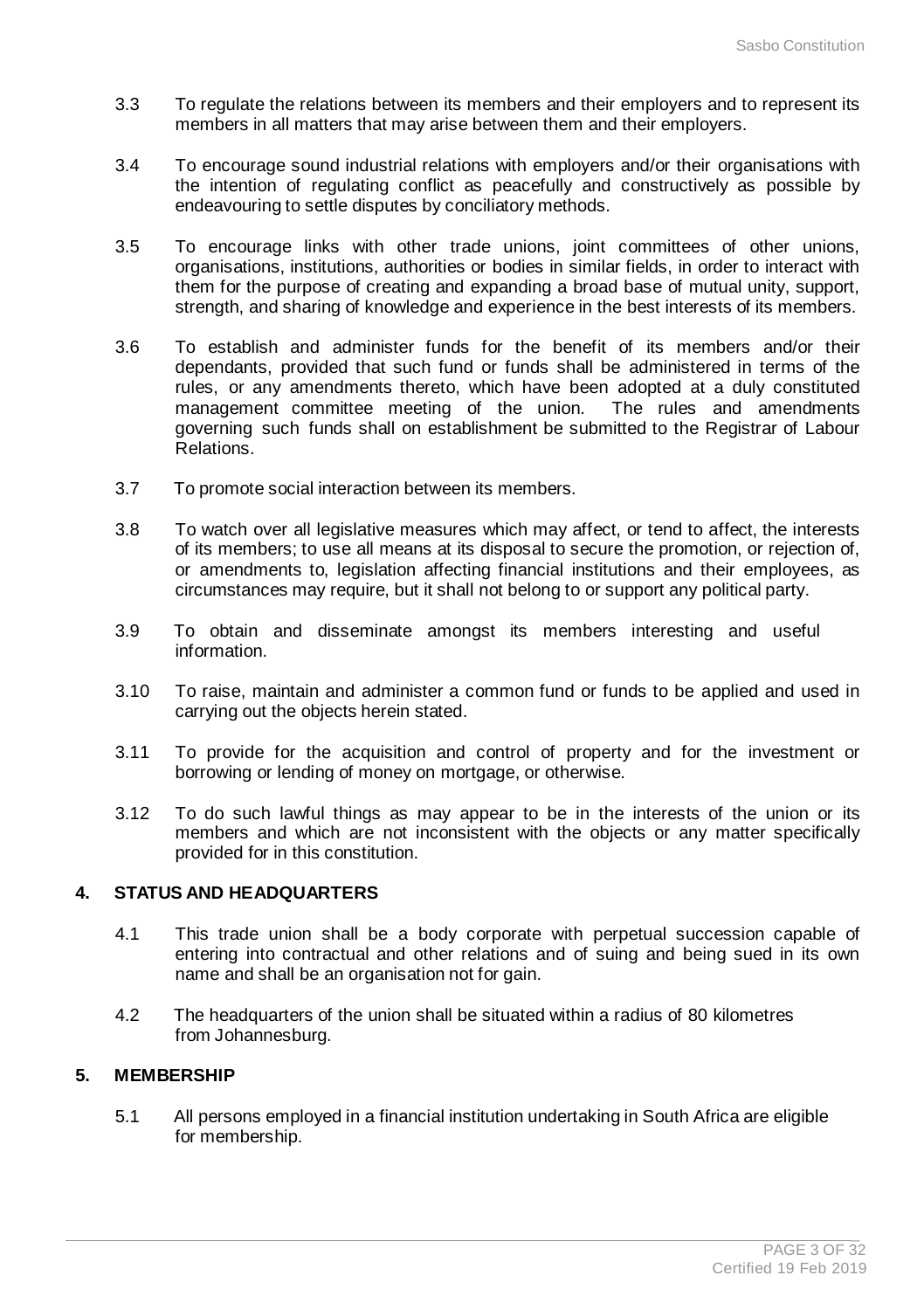3.3 To regulate the relations between its members and their employers and to represent its members in all matters that may arise between them and their employers.

3.4 To encourage sound industrial relations with employers and/or their organisations with the intention of regulating conflict as peacefully and constructively as possible by endeavouring to settle disputes by conciliatory methods.

3.5 To encourage links with other trade unions, joint committees of other unions, organisations, institutions, authorities or bodies in similar fields, in order to interact with them for the purpose of creating and expanding a broad base of mutual unity, support, strength, and sharing of knowledge and experience in the best interests of its members.

3.6 To establish and administer funds for the benefit of its members and/or their dependants, provided that such fund or funds shall be administered in terms of the rules, or any amendments thereto, which have been adopted at a duly constituted management committee meeting of the union. The rules and amendments governing such funds shall on establishment be submitted to the Registrar of Labour Relations.

3.7 To promote social interaction between its members.

3.8 To watch over all legislative measures which may affect, or tend to affect, the interests of its members; to use all means at its disposal to secure the promotion, or rejection of, or amendments to, legislation affecting financial institutions and their employees, as circumstances may require, but it shall not belong to or support any political party.

3.9 To obtain and disseminate amongst its members interesting and useful information.

3.10 To raise, maintain and administer a common fund or funds to be applied and used in carrying out the objects herein stated.

3.11 To provide for the acquisition and control of property and for the investment or borrowing or lending of money on mortgage, or otherwise.

3.12 To do such lawful things as may appear to be in the interests of the union or its members and which are not inconsistent with the objects or any matter specifically provided for in this constitution.

## 4. STATUS AND HEADQUARTERS

4.1 This trade union shall be a body corporate with perpetual succession capable of entering into contractual and other relations and of suing and being sued in its own name and shall be an organisation not for gain.

4.2 The headquarters of the union shall be situated within a radius of 80 kilometres from Johannesburg.

## 5. MEMBERSHIP

5.1 All persons employed in a financial institution undertaking in South Africa are eligible for membership.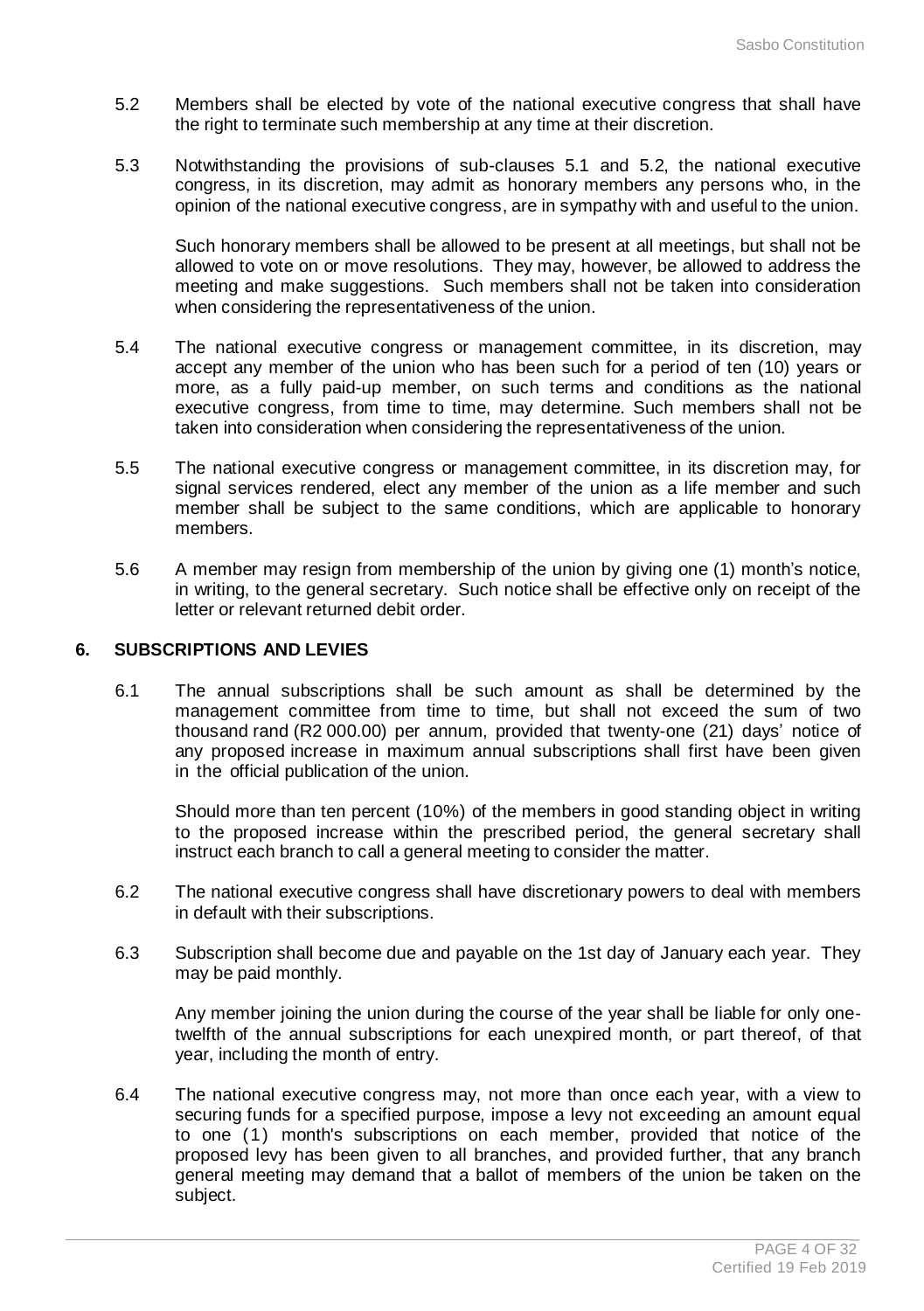5.2 Members shall be elected by vote of the national executive congress that shall have the right to terminate such membership at any time at their discretion.

5.3 Notwithstanding the provisions of sub-clauses 5.1 and 5.2, the national executive congress, in its discretion, may admit as honorary members any persons who, in the opinion of the national executive congress, are in sympathy with and useful to the union.

Such honorary members shall be allowed to be present at all meetings, but shall not be allowed to vote on or move resolutions. They may, however, be allowed to address the meeting and make suggestions. Such members shall not be taken into consideration when considering the representativeness of the union.

5.4 The national executive congress or management committee, in its discretion, may accept any member of the union who has been such for a period of ten (10) years or more, as a fully paid-up member, on such terms and conditions as the national executive congress, from time to time, may determine. Such members shall not be taken into consideration when considering the representativeness of the union.

5.5 The national executive congress or management committee, in its discretion may, for signal services rendered, elect any member of the union as a life member and such member shall be subject to the same conditions, which are applicable to honorary members.

5.6 A member may resign from membership of the union by giving one (1) month's notice, in writing, to the general secretary. Such notice shall be effective only on receipt of the letter or relevant returned debit order.

## 6. SUBSCRIPTIONS AND LEVIES

6.1 The annual subscriptions shall be such amount as shall be determined by the management committee from time to time, but shall not exceed the sum of two thousand rand (R2 000.00) per annum, provided that twenty-one (21) days' notice of any proposed increase in maximum annual subscriptions shall first have been given in the official publication of the union.

Should more than ten percent (10%) of the members in good standing object in writing to the proposed increase within the prescribed period, the general secretary shall instruct each branch to call a general meeting to consider the matter.

6.2 The national executive congress shall have discretionary powers to deal with members in default with their subscriptions.

6.3 Subscription shall become due and payable on the 1st day of January each year. They may be paid monthly.

Any member joining the union during the course of the year shall be liable for only one-twelfth of the annual subscriptions for each unexpired month, or part thereof, of that year, including the month of entry.

6.4 The national executive congress may, not more than once each year, with a view to securing funds for a specified purpose, impose a levy not exceeding an amount equal to one (1) month's subscriptions on each member, provided that notice of the proposed levy has been given to all branches, and provided further, that any branch general meeting may demand that a ballot of members of the union be taken on the subject.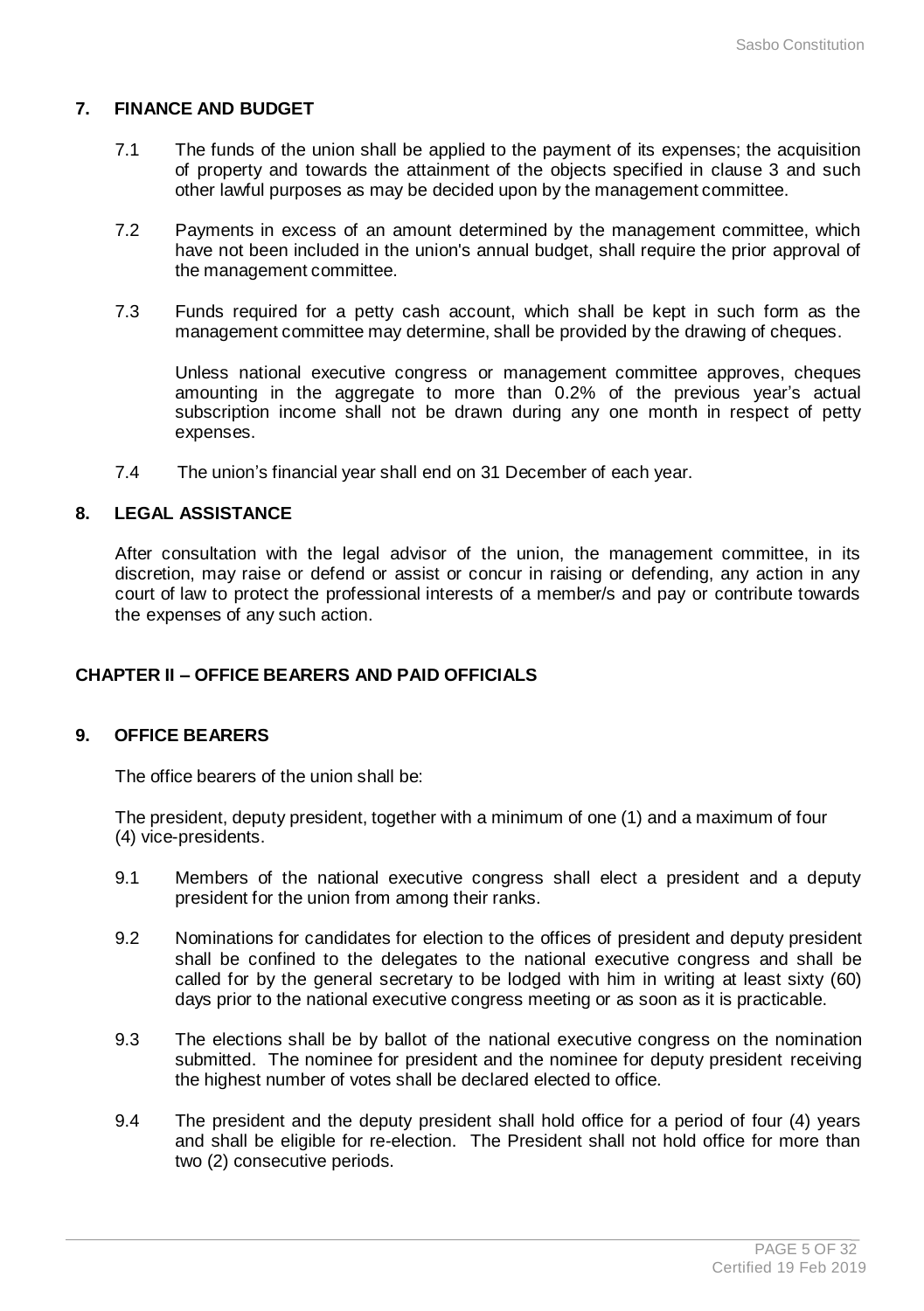## 7. FINANCE AND BUDGET

7.1 The funds of the union shall be applied to the payment of its expenses; the acquisition of property and towards the attainment of the objects specified in clause 3 and such other lawful purposes as may be decided upon by the management committee.

7.2 Payments in excess of an amount determined by the management committee, which have not been included in the union's annual budget, shall require the prior approval of the management committee.

7.3 Funds required for a petty cash account, which shall be kept in such form as the management committee may determine, shall be provided by the drawing of cheques.

Unless national executive congress or management committee approves, cheques amounting in the aggregate to more than 0.2% of the previous year's actual subscription income shall not be drawn during any one month in respect of petty expenses.

7.4 The union's financial year shall end on 31 December of each year.

## 8. LEGAL ASSISTANCE

After consultation with the legal advisor of the union, the management committee, in its discretion, may raise or defend or assist or concur in raising or defending, any action in any court of law to protect the professional interests of a member/s and pay or contribute towards the expenses of any such action.

# CHAPTER II – OFFICE BEARERS AND PAID OFFICIALS

## 9. OFFICE BEARERS

The office bearers of the union shall be:

The president, deputy president, together with a minimum of one (1) and a maximum of four (4) vice-presidents.

9.1 Members of the national executive congress shall elect a president and a deputy president for the union from among their ranks.

9.2 Nominations for candidates for election to the offices of president and deputy president shall be confined to the delegates to the national executive congress and shall be called for by the general secretary to be lodged with him in writing at least sixty (60) days prior to the national executive congress meeting or as soon as it is practicable.

9.3 The elections shall be by ballot of the national executive congress on the nomination submitted. The nominee for president and the nominee for deputy president receiving the highest number of votes shall be declared elected to office.

9.4 The president and the deputy president shall hold office for a period of four (4) years and shall be eligible for re-election. The President shall not hold office for more than two (2) consecutive periods.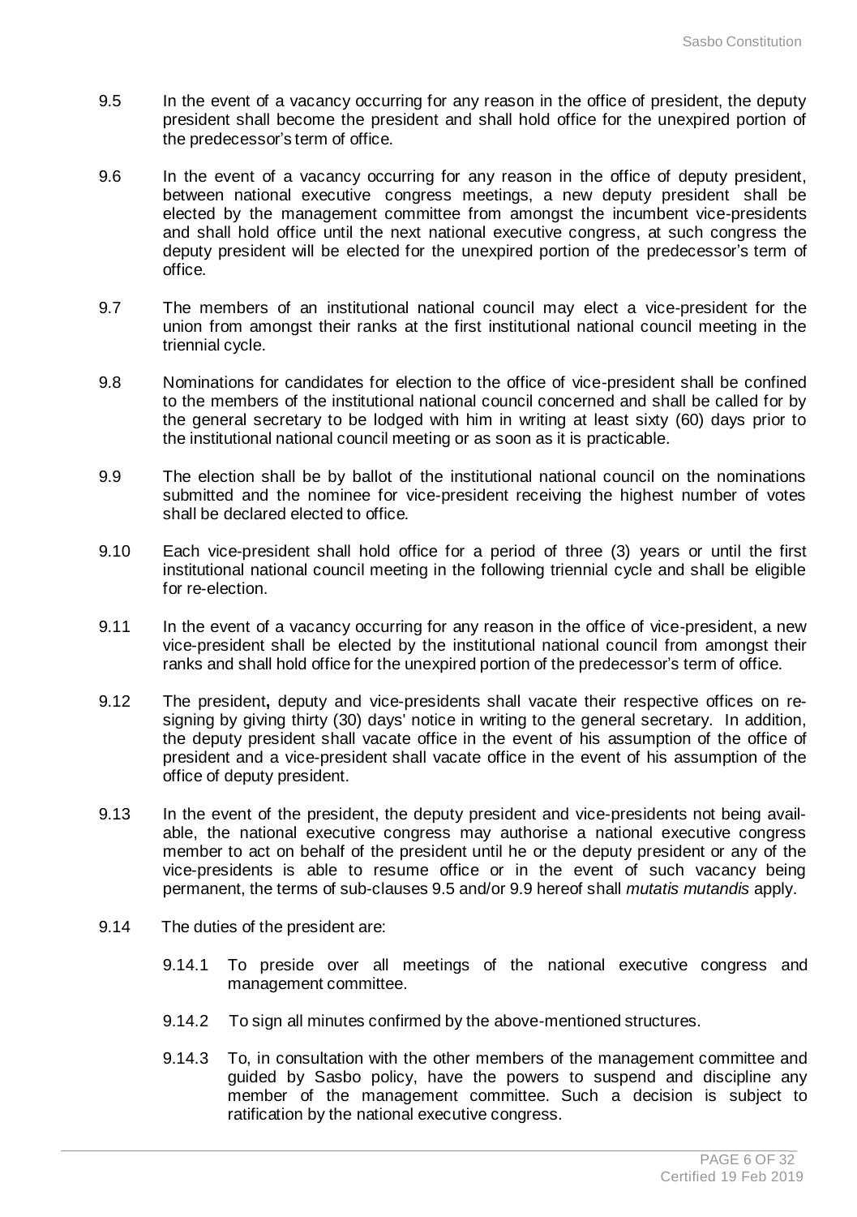9.5 In the event of a vacancy occurring for any reason in the office of president, the deputy president shall become the president and shall hold office for the unexpired portion of the predecessor's term of office.

9.6 In the event of a vacancy occurring for any reason in the office of deputy president, between national executive congress meetings, a new deputy president shall be elected by the management committee from amongst the incumbent vice-presidents and shall hold office until the next national executive congress, at such congress the deputy president will be elected for the unexpired portion of the predecessor's term of office.

9.7 The members of an institutional national council may elect a vice-president for the union from amongst their ranks at the first institutional national council meeting in the triennial cycle.

9.8 Nominations for candidates for election to the office of vice-president shall be confined to the members of the institutional national council concerned and shall be called for by the general secretary to be lodged with him in writing at least sixty (60) days prior to the institutional national council meeting or as soon as it is practicable.

9.9 The election shall be by ballot of the institutional national council on the nominations submitted and the nominee for vice-president receiving the highest number of votes shall be declared elected to office.

9.10 Each vice-president shall hold office for a period of three (3) years or until the first institutional national council meeting in the following triennial cycle and shall be eligible for re-election.

9.11 In the event of a vacancy occurring for any reason in the office of vice-president, a new vice-president shall be elected by the institutional national council from amongst their ranks and shall hold office for the unexpired portion of the predecessor's term of office.

9.12 The president**,** deputy and vice-presidents shall vacate their respective offices on re-signing by giving thirty (30) days' notice in writing to the general secretary. In addition, the deputy president shall vacate office in the event of his assumption of the office of president and a vice-president shall vacate office in the event of his assumption of the office of deputy president.

9.13 In the event of the president, the deputy president and vice-presidents not being available, the national executive congress may authorise a national executive congress member to act on behalf of the president until he or the deputy president or any of the vice-presidents is able to resume office or in the event of such vacancy being permanent, the terms of sub-clauses 9.5 and/or 9.9 hereof shall *mutatis mutandis* apply.

9.14 The duties of the president are:

9.14.1 To preside over all meetings of the national executive congress and management committee.

9.14.2 To sign all minutes confirmed by the above-mentioned structures.

9.14.3 To, in consultation with the other members of the management committee and guided by Sasbo policy, have the powers to suspend and discipline any member of the management committee. Such a decision is subject to ratification by the national executive congress.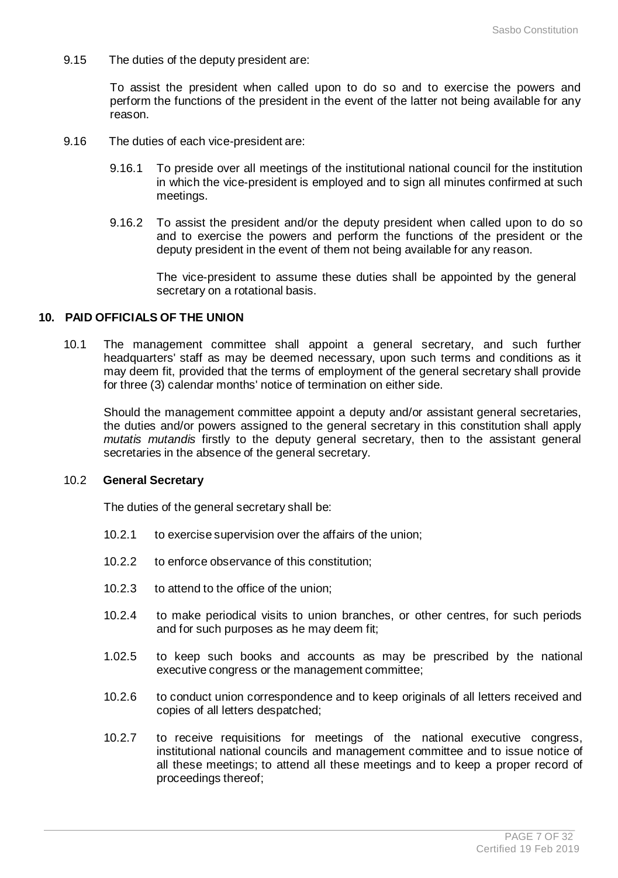9.15 The duties of the deputy president are:

To assist the president when called upon to do so and to exercise the powers and perform the functions of the president in the event of the latter not being available for any reason.

9.16 The duties of each vice-president are:

9.16.1 To preside over all meetings of the institutional national council for the institution in which the vice-president is employed and to sign all minutes confirmed at such meetings.

9.16.2 To assist the president and/or the deputy president when called upon to do so and to exercise the powers and perform the functions of the president or the deputy president in the event of them not being available for any reason.

The vice-president to assume these duties shall be appointed by the general secretary on a rotational basis.

## 10. PAID OFFICIALS OF THE UNION

10.1 The management committee shall appoint a general secretary, and such further headquarters' staff as may be deemed necessary, upon such terms and conditions as it may deem fit, provided that the terms of employment of the general secretary shall provide for three (3) calendar months' notice of termination on either side.

Should the management committee appoint a deputy and/or assistant general secretaries, the duties and/or powers assigned to the general secretary in this constitution shall apply *mutatis mutandis* firstly to the deputy general secretary, then to the assistant general secretaries in the absence of the general secretary.

### 10.2 General Secretary

The duties of the general secretary shall be:

10.2.1 to exercise supervision over the affairs of the union;

10.2.2 to enforce observance of this constitution;

10.2.3 to attend to the office of the union;

10.2.4 to make periodical visits to union branches, or other centres, for such periods and for such purposes as he may deem fit;

1.02.5 to keep such books and accounts as may be prescribed by the national executive congress or the management committee;

10.2.6 to conduct union correspondence and to keep originals of all letters received and copies of all letters despatched;

10.2.7 to receive requisitions for meetings of the national executive congress, institutional national councils and management committee and to issue notice of all these meetings; to attend all these meetings and to keep a proper record of proceedings thereof;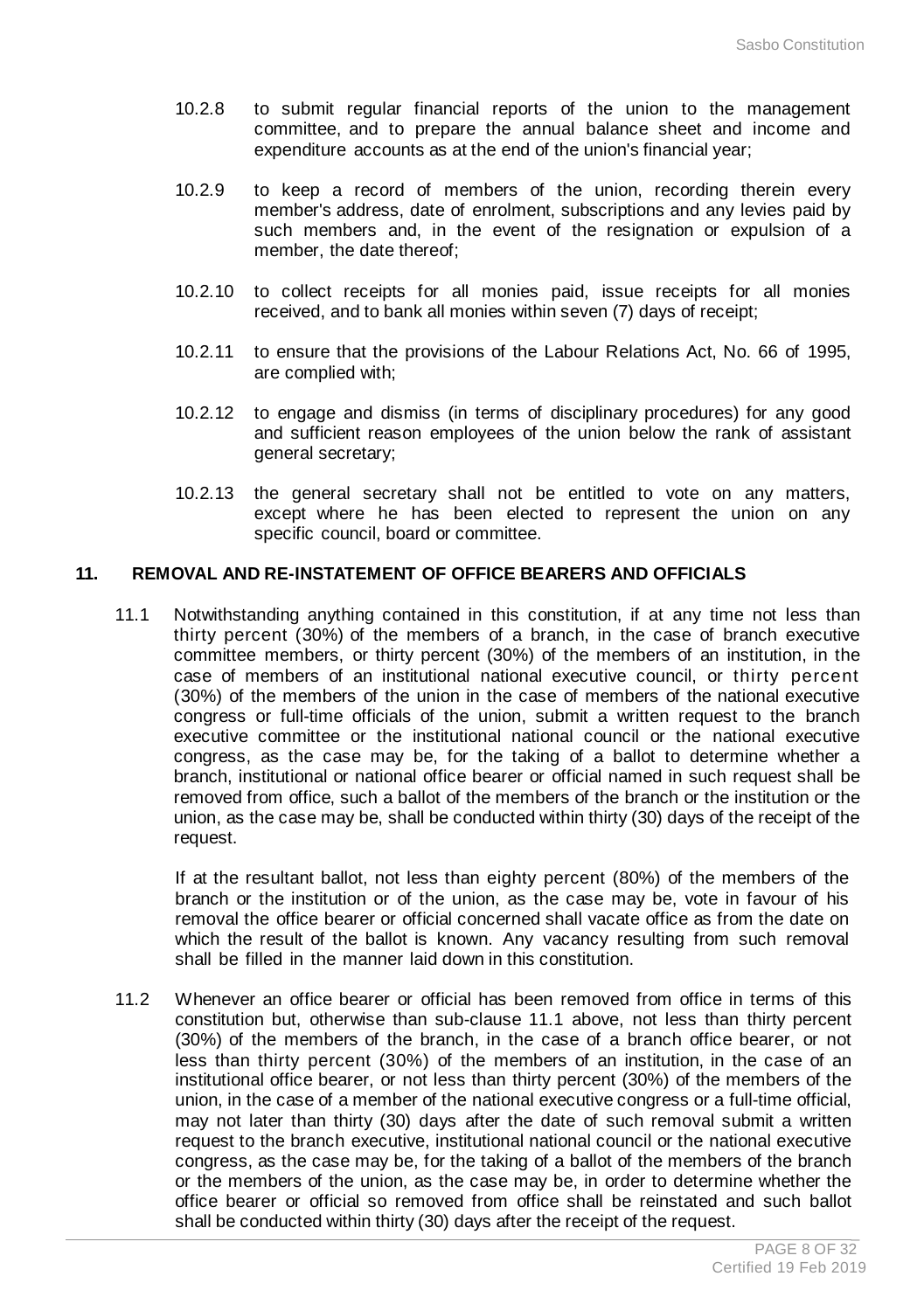10.2.8 to submit regular financial reports of the union to the management committee, and to prepare the annual balance sheet and income and expenditure accounts as at the end of the union's financial year;

10.2.9 to keep a record of members of the union, recording therein every member's address, date of enrolment, subscriptions and any levies paid by such members and, in the event of the resignation or expulsion of a member, the date thereof;

10.2.10 to collect receipts for all monies paid, issue receipts for all monies received, and to bank all monies within seven (7) days of receipt;

10.2.11 to ensure that the provisions of the Labour Relations Act, No. 66 of 1995, are complied with;

10.2.12 to engage and dismiss (in terms of disciplinary procedures) for any good and sufficient reason employees of the union below the rank of assistant general secretary;

10.2.13 the general secretary shall not be entitled to vote on any matters, except where he has been elected to represent the union on any specific council, board or committee.

## 11. REMOVAL AND RE-INSTATEMENT OF OFFICE BEARERS AND OFFICIALS

11.1 Notwithstanding anything contained in this constitution, if at any time not less than thirty percent (30%) of the members of a branch, in the case of branch executive committee members, or thirty percent (30%) of the members of an institution, in the case of members of an institutional national executive council, or thirty percent (30%) of the members of the union in the case of members of the national executive congress or full-time officials of the union, submit a written request to the branch executive committee or the institutional national council or the national executive congress, as the case may be, for the taking of a ballot to determine whether a branch, institutional or national office bearer or official named in such request shall be removed from office, such a ballot of the members of the branch or the institution or the union, as the case may be, shall be conducted within thirty (30) days of the receipt of the request.

If at the resultant ballot, not less than eighty percent (80%) of the members of the branch or the institution or of the union, as the case may be, vote in favour of his removal the office bearer or official concerned shall vacate office as from the date on which the result of the ballot is known. Any vacancy resulting from such removal shall be filled in the manner laid down in this constitution.

11.2 Whenever an office bearer or official has been removed from office in terms of this constitution but, otherwise than sub-clause 11.1 above, not less than thirty percent (30%) of the members of the branch, in the case of a branch office bearer, or not less than thirty percent (30%) of the members of an institution, in the case of an institutional office bearer, or not less than thirty percent (30%) of the members of the union, in the case of a member of the national executive congress or a full-time official, may not later than thirty (30) days after the date of such removal submit a written request to the branch executive, institutional national council or the national executive congress, as the case may be, for the taking of a ballot of the members of the branch or the members of the union, as the case may be, in order to determine whether the office bearer or official so removed from office shall be reinstated and such ballot shall be conducted within thirty (30) days after the receipt of the request.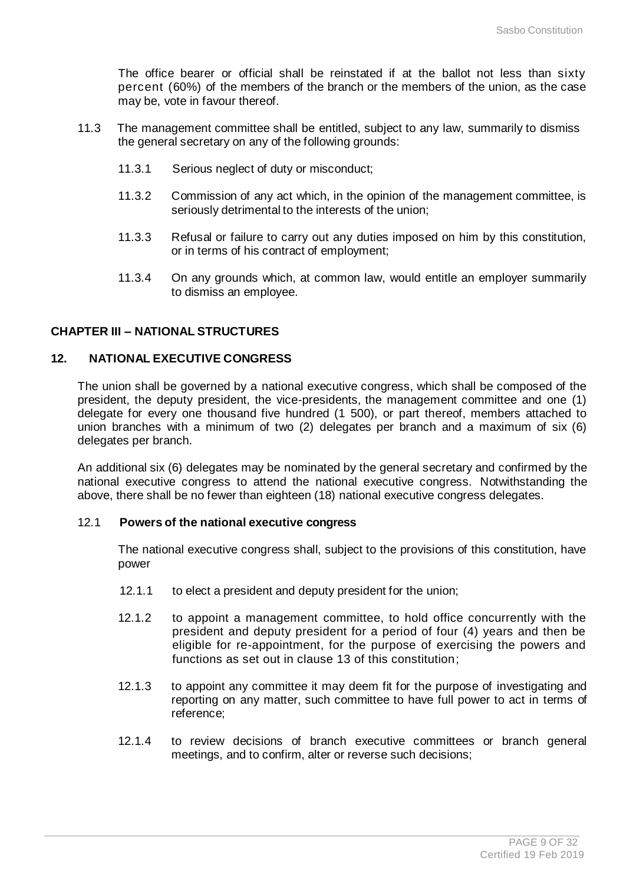The office bearer or official shall be reinstated if at the ballot not less than sixty percent (60%) of the members of the branch or the members of the union, as the case may be, vote in favour thereof.

11.3 The management committee shall be entitled, subject to any law, summarily to dismiss the general secretary on any of the following grounds:

11.3.1 Serious neglect of duty or misconduct;

11.3.2 Commission of any act which, in the opinion of the management committee, is seriously detrimental to the interests of the union;

11.3.3 Refusal or failure to carry out any duties imposed on him by this constitution, or in terms of his contract of employment;

11.3.4 On any grounds which, at common law, would entitle an employer summarily to dismiss an employee.

## CHAPTER III – NATIONAL STRUCTURES

### 12. NATIONAL EXECUTIVE CONGRESS

The union shall be governed by a national executive congress, which shall be composed of the president, the deputy president, the vice-presidents, the management committee and one (1) delegate for every one thousand five hundred (1 500), or part thereof, members attached to union branches with a minimum of two (2) delegates per branch and a maximum of six (6) delegates per branch.

An additional six (6) delegates may be nominated by the general secretary and confirmed by the national executive congress to attend the national executive congress. Notwithstanding the above, there shall be no fewer than eighteen (18) national executive congress delegates.

#### 12.1 Powers of the national executive congress

The national executive congress shall, subject to the provisions of this constitution, have power

12.1.1 to elect a president and deputy president for the union;

12.1.2 to appoint a management committee, to hold office concurrently with the president and deputy president for a period of four (4) years and then be eligible for re-appointment, for the purpose of exercising the powers and functions as set out in clause 13 of this constitution;

12.1.3 to appoint any committee it may deem fit for the purpose of investigating and reporting on any matter, such committee to have full power to act in terms of reference;

12.1.4 to review decisions of branch executive committees or branch general meetings, and to confirm, alter or reverse such decisions;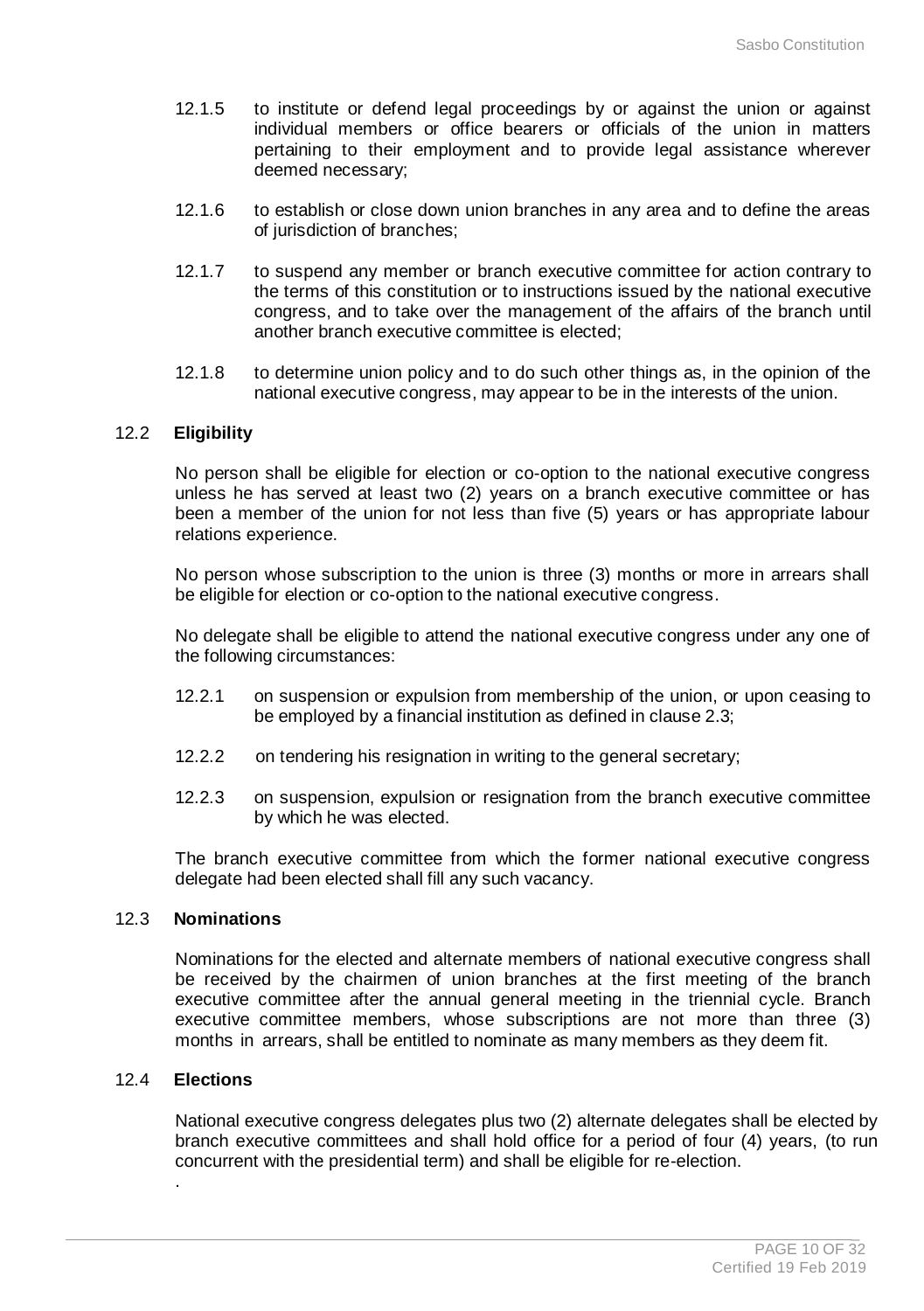12.1.5 to institute or defend legal proceedings by or against the union or against individual members or office bearers or officials of the union in matters pertaining to their employment and to provide legal assistance wherever deemed necessary;

12.1.6 to establish or close down union branches in any area and to define the areas of jurisdiction of branches;

12.1.7 to suspend any member or branch executive committee for action contrary to the terms of this constitution or to instructions issued by the national executive congress, and to take over the management of the affairs of the branch until another branch executive committee is elected;

12.1.8 to determine union policy and to do such other things as, in the opinion of the national executive congress, may appear to be in the interests of the union.

### 12.2 Eligibility

No person shall be eligible for election or co-option to the national executive congress unless he has served at least two (2) years on a branch executive committee or has been a member of the union for not less than five (5) years or has appropriate labour relations experience.

No person whose subscription to the union is three (3) months or more in arrears shall be eligible for election or co-option to the national executive congress.

No delegate shall be eligible to attend the national executive congress under any one of the following circumstances:

12.2.1 on suspension or expulsion from membership of the union, or upon ceasing to be employed by a financial institution as defined in clause 2.3;

12.2.2 on tendering his resignation in writing to the general secretary;

12.2.3 on suspension, expulsion or resignation from the branch executive committee by which he was elected.

The branch executive committee from which the former national executive congress delegate had been elected shall fill any such vacancy.

### 12.3 Nominations

Nominations for the elected and alternate members of national executive congress shall be received by the chairmen of union branches at the first meeting of the branch executive committee after the annual general meeting in the triennial cycle. Branch executive committee members, whose subscriptions are not more than three (3) months in arrears, shall be entitled to nominate as many members as they deem fit.

### 12.4 Elections

National executive congress delegates plus two (2) alternate delegates shall be elected by branch executive committees and shall hold office for a period of four (4) years, (to run concurrent with the presidential term) and shall be eligible for re-election.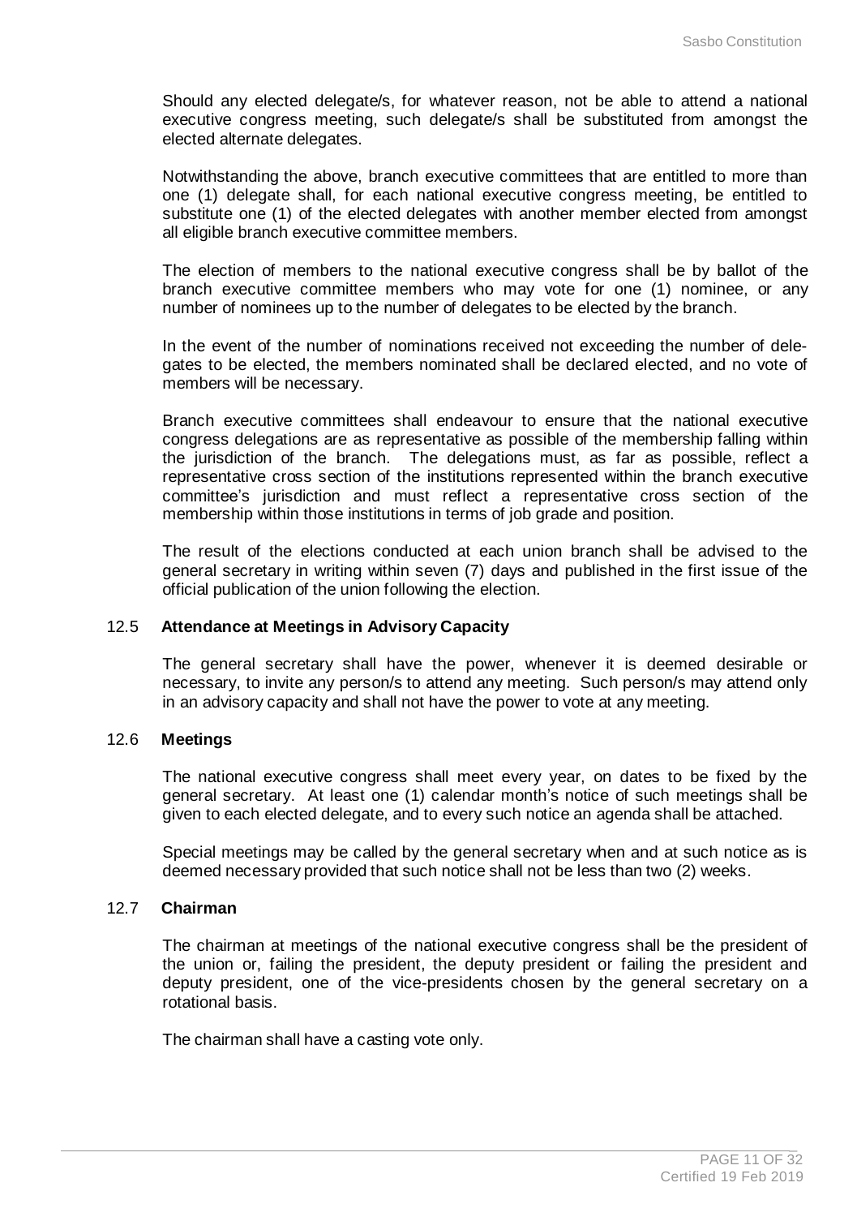Should any elected delegate/s, for whatever reason, not be able to attend a national executive congress meeting, such delegate/s shall be substituted from amongst the elected alternate delegates.

Notwithstanding the above, branch executive committees that are entitled to more than one (1) delegate shall, for each national executive congress meeting, be entitled to substitute one (1) of the elected delegates with another member elected from amongst all eligible branch executive committee members.

The election of members to the national executive congress shall be by ballot of the branch executive committee members who may vote for one (1) nominee, or any number of nominees up to the number of delegates to be elected by the branch.

In the event of the number of nominations received not exceeding the number of delegates to be elected, the members nominated shall be declared elected, and no vote of members will be necessary.

Branch executive committees shall endeavour to ensure that the national executive congress delegations are as representative as possible of the membership falling within the jurisdiction of the branch. The delegations must, as far as possible, reflect a representative cross section of the institutions represented within the branch executive committee's jurisdiction and must reflect a representative cross section of the membership within those institutions in terms of job grade and position.

The result of the elections conducted at each union branch shall be advised to the general secretary in writing within seven (7) days and published in the first issue of the official publication of the union following the election.

### 12.5 **Attendance at Meetings in Advisory Capacity**

The general secretary shall have the power, whenever it is deemed desirable or necessary, to invite any person/s to attend any meeting. Such person/s may attend only in an advisory capacity and shall not have the power to vote at any meeting.

### 12.6 **Meetings**

The national executive congress shall meet every year, on dates to be fixed by the general secretary. At least one (1) calendar month's notice of such meetings shall be given to each elected delegate, and to every such notice an agenda shall be attached.

Special meetings may be called by the general secretary when and at such notice as is deemed necessary provided that such notice shall not be less than two (2) weeks.

### 12.7 **Chairman**

The chairman at meetings of the national executive congress shall be the president of the union or, failing the president, the deputy president or failing the president and deputy president, one of the vice-presidents chosen by the general secretary on a rotational basis.

The chairman shall have a casting vote only.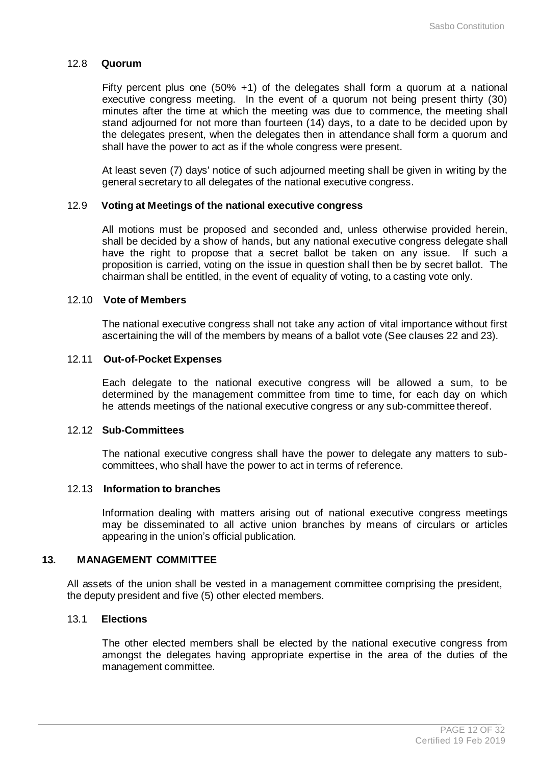### 12.8 Quorum

Fifty percent plus one (50% +1) of the delegates shall form a quorum at a national executive congress meeting. In the event of a quorum not being present thirty (30) minutes after the time at which the meeting was due to commence, the meeting shall stand adjourned for not more than fourteen (14) days, to a date to be decided upon by the delegates present, when the delegates then in attendance shall form a quorum and shall have the power to act as if the whole congress were present.

At least seven (7) days' notice of such adjourned meeting shall be given in writing by the general secretary to all delegates of the national executive congress.

### 12.9 Voting at Meetings of the national executive congress

All motions must be proposed and seconded and, unless otherwise provided herein, shall be decided by a show of hands, but any national executive congress delegate shall have the right to propose that a secret ballot be taken on any issue. If such a proposition is carried, voting on the issue in question shall then be by secret ballot. The chairman shall be entitled, in the event of equality of voting, to a casting vote only.

### 12.10 Vote of Members

The national executive congress shall not take any action of vital importance without first ascertaining the will of the members by means of a ballot vote (See clauses 22 and 23).

### 12.11 Out-of-Pocket Expenses

Each delegate to the national executive congress will be allowed a sum, to be determined by the management committee from time to time, for each day on which he attends meetings of the national executive congress or any sub-committee thereof.

### 12.12 Sub-Committees

The national executive congress shall have the power to delegate any matters to sub-committees, who shall have the power to act in terms of reference.

### 12.13 Information to branches

Information dealing with matters arising out of national executive congress meetings may be disseminated to all active union branches by means of circulars or articles appearing in the union's official publication.

## 13. MANAGEMENT COMMITTEE

All assets of the union shall be vested in a management committee comprising the president, the deputy president and five (5) other elected members.

### 13.1 Elections

The other elected members shall be elected by the national executive congress from amongst the delegates having appropriate expertise in the area of the duties of the management committee.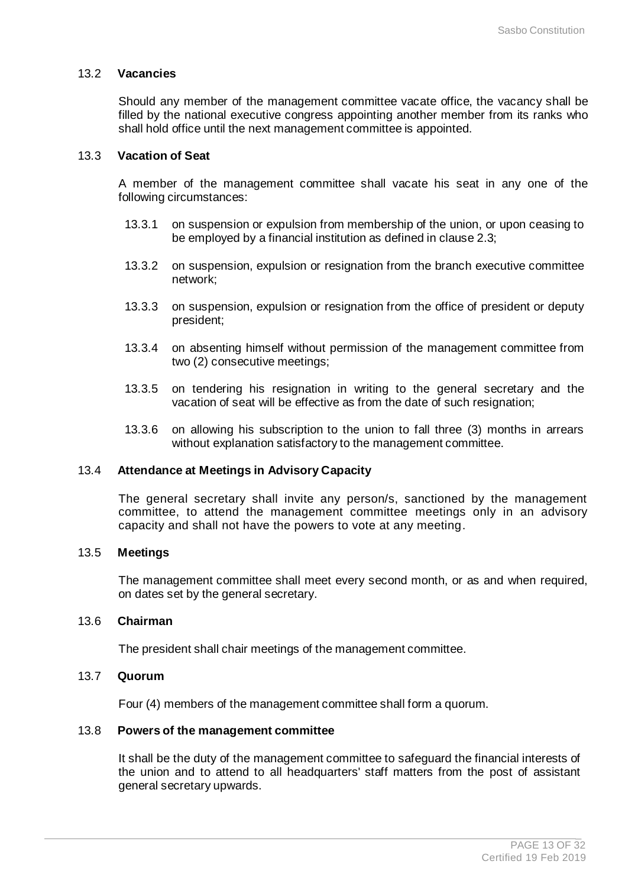### 13.2 Vacancies

Should any member of the management committee vacate office, the vacancy shall be filled by the national executive congress appointing another member from its ranks who shall hold office until the next management committee is appointed.

### 13.3 Vacation of Seat

A member of the management committee shall vacate his seat in any one of the following circumstances:

13.3.1 on suspension or expulsion from membership of the union, or upon ceasing to be employed by a financial institution as defined in clause 2.3;

13.3.2 on suspension, expulsion or resignation from the branch executive committee network;

13.3.3 on suspension, expulsion or resignation from the office of president or deputy president;

13.3.4 on absenting himself without permission of the management committee from two (2) consecutive meetings;

13.3.5 on tendering his resignation in writing to the general secretary and the vacation of seat will be effective as from the date of such resignation;

13.3.6 on allowing his subscription to the union to fall three (3) months in arrears without explanation satisfactory to the management committee.

### 13.4 Attendance at Meetings in Advisory Capacity

The general secretary shall invite any person/s, sanctioned by the management committee, to attend the management committee meetings only in an advisory capacity and shall not have the powers to vote at any meeting.

### 13.5 Meetings

The management committee shall meet every second month, or as and when required, on dates set by the general secretary.

### 13.6 Chairman

The president shall chair meetings of the management committee.

### 13.7 Quorum

Four (4) members of the management committee shall form a quorum.

### 13.8 Powers of the management committee

It shall be the duty of the management committee to safeguard the financial interests of the union and to attend to all headquarters' staff matters from the post of assistant general secretary upwards.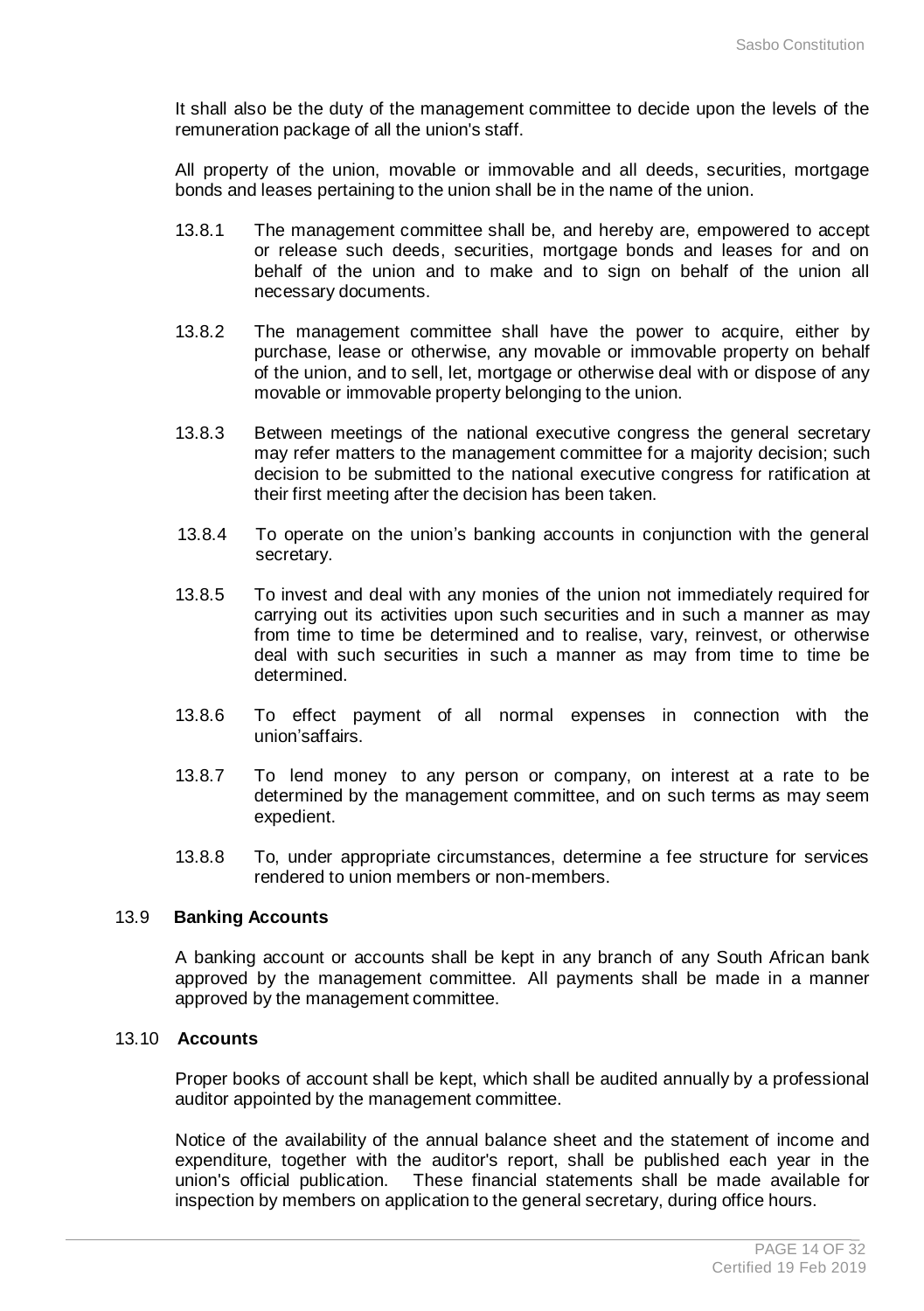It shall also be the duty of the management committee to decide upon the levels of the remuneration package of all the union's staff.

All property of the union, movable or immovable and all deeds, securities, mortgage bonds and leases pertaining to the union shall be in the name of the union.

13.8.1 The management committee shall be, and hereby are, empowered to accept or release such deeds, securities, mortgage bonds and leases for and on behalf of the union and to make and to sign on behalf of the union all necessary documents.

13.8.2 The management committee shall have the power to acquire, either by purchase, lease or otherwise, any movable or immovable property on behalf of the union, and to sell, let, mortgage or otherwise deal with or dispose of any movable or immovable property belonging to the union.

13.8.3 Between meetings of the national executive congress the general secretary may refer matters to the management committee for a majority decision; such decision to be submitted to the national executive congress for ratification at their first meeting after the decision has been taken.

13.8.4 To operate on the union's banking accounts in conjunction with the general secretary.

13.8.5 To invest and deal with any monies of the union not immediately required for carrying out its activities upon such securities and in such a manner as may from time to time be determined and to realise, vary, reinvest, or otherwise deal with such securities in such a manner as may from time to time be determined.

13.8.6 To effect payment of all normal expenses in connection with the union'saffairs.

13.8.7 To lend money to any person or company, on interest at a rate to be determined by the management committee, and on such terms as may seem expedient.

13.8.8 To, under appropriate circumstances, determine a fee structure for services rendered to union members or non-members.

### 13.9 Banking Accounts

A banking account or accounts shall be kept in any branch of any South African bank approved by the management committee. All payments shall be made in a manner approved by the management committee.

### 13.10 Accounts

Proper books of account shall be kept, which shall be audited annually by a professional auditor appointed by the management committee.

Notice of the availability of the annual balance sheet and the statement of income and expenditure, together with the auditor's report, shall be published each year in the union's official publication. These financial statements shall be made available for inspection by members on application to the general secretary, during office hours.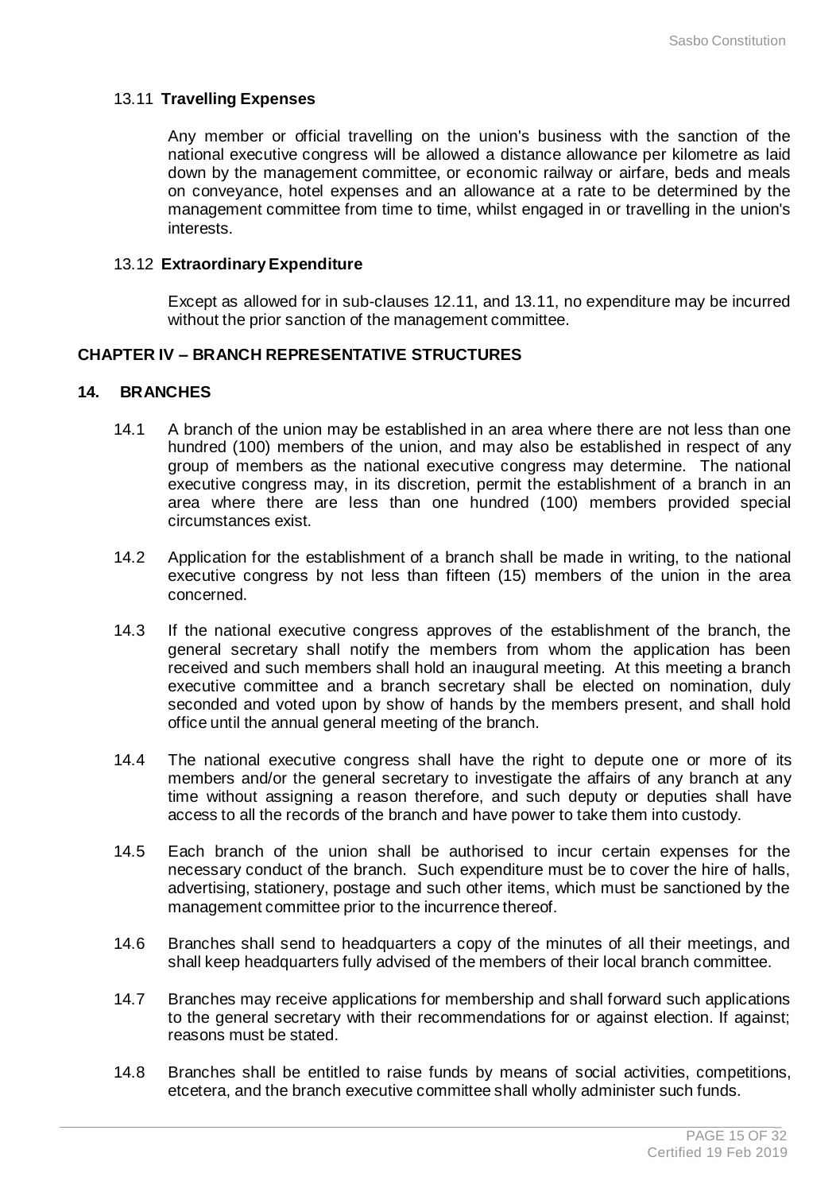### 13.11 **Travelling Expenses**

Any member or official travelling on the union's business with the sanction of the national executive congress will be allowed a distance allowance per kilometre as laid down by the management committee, or economic railway or airfare, beds and meals on conveyance, hotel expenses and an allowance at a rate to be determined by the management committee from time to time, whilst engaged in or travelling in the union's interests.

### 13.12 **Extraordinary Expenditure**

Except as allowed for in sub-clauses 12.11, and 13.11, no expenditure may be incurred without the prior sanction of the management committee.

## CHAPTER IV – BRANCH REPRESENTATIVE STRUCTURES

## 14. BRANCHES

14.1 A branch of the union may be established in an area where there are not less than one hundred (100) members of the union, and may also be established in respect of any group of members as the national executive congress may determine. The national executive congress may, in its discretion, permit the establishment of a branch in an area where there are less than one hundred (100) members provided special circumstances exist.

14.2 Application for the establishment of a branch shall be made in writing, to the national executive congress by not less than fifteen (15) members of the union in the area concerned.

14.3 If the national executive congress approves of the establishment of the branch, the general secretary shall notify the members from whom the application has been received and such members shall hold an inaugural meeting. At this meeting a branch executive committee and a branch secretary shall be elected on nomination, duly seconded and voted upon by show of hands by the members present, and shall hold office until the annual general meeting of the branch.

14.4 The national executive congress shall have the right to depute one or more of its members and/or the general secretary to investigate the affairs of any branch at any time without assigning a reason therefore, and such deputy or deputies shall have access to all the records of the branch and have power to take them into custody.

14.5 Each branch of the union shall be authorised to incur certain expenses for the necessary conduct of the branch. Such expenditure must be to cover the hire of halls, advertising, stationery, postage and such other items, which must be sanctioned by the management committee prior to the incurrence thereof.

14.6 Branches shall send to headquarters a copy of the minutes of all their meetings, and shall keep headquarters fully advised of the members of their local branch committee.

14.7 Branches may receive applications for membership and shall forward such applications to the general secretary with their recommendations for or against election. If against; reasons must be stated.

14.8 Branches shall be entitled to raise funds by means of social activities, competitions, etcetera, and the branch executive committee shall wholly administer such funds.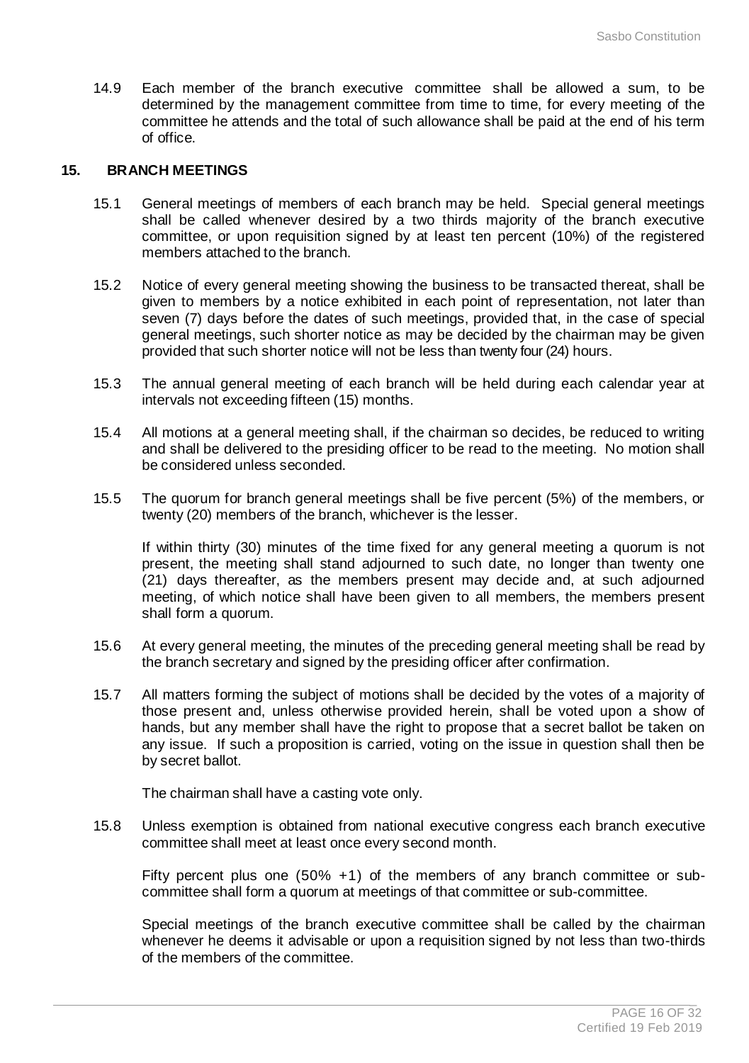14.9 Each member of the branch executive committee shall be allowed a sum, to be determined by the management committee from time to time, for every meeting of the committee he attends and the total of such allowance shall be paid at the end of his term of office.

## 15. BRANCH MEETINGS

15.1 General meetings of members of each branch may be held. Special general meetings shall be called whenever desired by a two thirds majority of the branch executive committee, or upon requisition signed by at least ten percent (10%) of the registered members attached to the branch.

15.2 Notice of every general meeting showing the business to be transacted thereat, shall be given to members by a notice exhibited in each point of representation, not later than seven (7) days before the dates of such meetings, provided that, in the case of special general meetings, such shorter notice as may be decided by the chairman may be given provided that such shorter notice will not be less than twenty four (24) hours.

15.3 The annual general meeting of each branch will be held during each calendar year at intervals not exceeding fifteen (15) months.

15.4 All motions at a general meeting shall, if the chairman so decides, be reduced to writing and shall be delivered to the presiding officer to be read to the meeting. No motion shall be considered unless seconded.

15.5 The quorum for branch general meetings shall be five percent (5%) of the members, or twenty (20) members of the branch, whichever is the lesser.

If within thirty (30) minutes of the time fixed for any general meeting a quorum is not present, the meeting shall stand adjourned to such date, no longer than twenty one (21) days thereafter, as the members present may decide and, at such adjourned meeting, of which notice shall have been given to all members, the members present shall form a quorum.

15.6 At every general meeting, the minutes of the preceding general meeting shall be read by the branch secretary and signed by the presiding officer after confirmation.

15.7 All matters forming the subject of motions shall be decided by the votes of a majority of those present and, unless otherwise provided herein, shall be voted upon a show of hands, but any member shall have the right to propose that a secret ballot be taken on any issue. If such a proposition is carried, voting on the issue in question shall then be by secret ballot.

The chairman shall have a casting vote only.

15.8 Unless exemption is obtained from national executive congress each branch executive committee shall meet at least once every second month.

Fifty percent plus one (50% +1) of the members of any branch committee or sub-committee shall form a quorum at meetings of that committee or sub-committee.

Special meetings of the branch executive committee shall be called by the chairman whenever he deems it advisable or upon a requisition signed by not less than two-thirds of the members of the committee.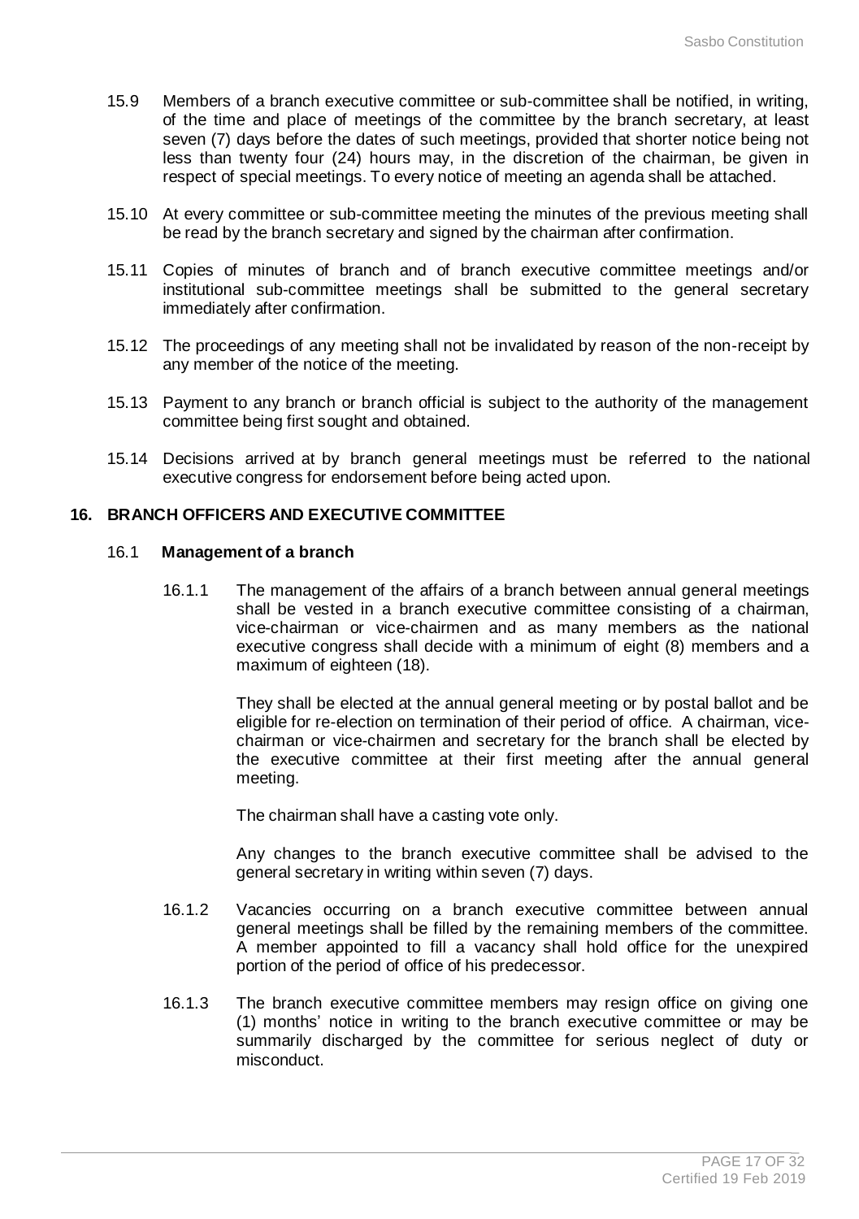15.9 Members of a branch executive committee or sub-committee shall be notified, in writing, of the time and place of meetings of the committee by the branch secretary, at least seven (7) days before the dates of such meetings, provided that shorter notice being not less than twenty four (24) hours may, in the discretion of the chairman, be given in respect of special meetings. To every notice of meeting an agenda shall be attached.

15.10 At every committee or sub-committee meeting the minutes of the previous meeting shall be read by the branch secretary and signed by the chairman after confirmation.

15.11 Copies of minutes of branch and of branch executive committee meetings and/or institutional sub-committee meetings shall be submitted to the general secretary immediately after confirmation.

15.12 The proceedings of any meeting shall not be invalidated by reason of the non-receipt by any member of the notice of the meeting.

15.13 Payment to any branch or branch official is subject to the authority of the management committee being first sought and obtained.

15.14 Decisions arrived at by branch general meetings must be referred to the national executive congress for endorsement before being acted upon.

## 16. BRANCH OFFICERS AND EXECUTIVE COMMITTEE

### 16.1 Management of a branch

16.1.1 The management of the affairs of a branch between annual general meetings shall be vested in a branch executive committee consisting of a chairman, vice-chairman or vice-chairmen and as many members as the national executive congress shall decide with a minimum of eight (8) members and a maximum of eighteen (18).

They shall be elected at the annual general meeting or by postal ballot and be eligible for re-election on termination of their period of office. A chairman, vice-chairman or vice-chairmen and secretary for the branch shall be elected by the executive committee at their first meeting after the annual general meeting.

The chairman shall have a casting vote only.

Any changes to the branch executive committee shall be advised to the general secretary in writing within seven (7) days.

16.1.2 Vacancies occurring on a branch executive committee between annual general meetings shall be filled by the remaining members of the committee. A member appointed to fill a vacancy shall hold office for the unexpired portion of the period of office of his predecessor.

16.1.3 The branch executive committee members may resign office on giving one (1) months' notice in writing to the branch executive committee or may be summarily discharged by the committee for serious neglect of duty or misconduct.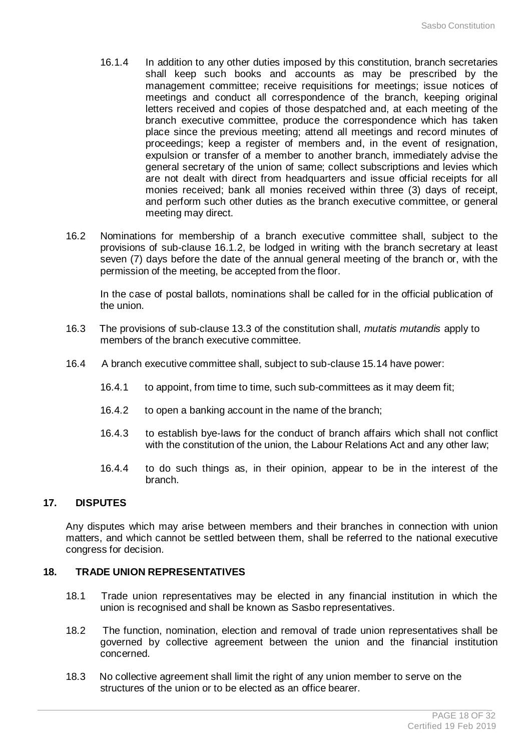16.1.4 In addition to any other duties imposed by this constitution, branch secretaries shall keep such books and accounts as may be prescribed by the management committee; receive requisitions for meetings; issue notices of meetings and conduct all correspondence of the branch, keeping original letters received and copies of those despatched and, at each meeting of the branch executive committee, produce the correspondence which has taken place since the previous meeting; attend all meetings and record minutes of proceedings; keep a register of members and, in the event of resignation, expulsion or transfer of a member to another branch, immediately advise the general secretary of the union of same; collect subscriptions and levies which are not dealt with direct from headquarters and issue official receipts for all monies received; bank all monies received within three (3) days of receipt, and perform such other duties as the branch executive committee, or general meeting may direct.

16.2 Nominations for membership of a branch executive committee shall, subject to the provisions of sub-clause 16.1.2, be lodged in writing with the branch secretary at least seven (7) days before the date of the annual general meeting of the branch or, with the permission of the meeting, be accepted from the floor.

In the case of postal ballots, nominations shall be called for in the official publication of the union.

16.3 The provisions of sub-clause 13.3 of the constitution shall, *mutatis mutandis* apply to members of the branch executive committee.

16.4 A branch executive committee shall, subject to sub-clause 15.14 have power:

16.4.1 to appoint, from time to time, such sub-committees as it may deem fit;

16.4.2 to open a banking account in the name of the branch;

16.4.3 to establish bye-laws for the conduct of branch affairs which shall not conflict with the constitution of the union, the Labour Relations Act and any other law;

16.4.4 to do such things as, in their opinion, appear to be in the interest of the branch.

## 17. DISPUTES

Any disputes which may arise between members and their branches in connection with union matters, and which cannot be settled between them, shall be referred to the national executive congress for decision.

## 18. TRADE UNION REPRESENTATIVES

18.1 Trade union representatives may be elected in any financial institution in which the union is recognised and shall be known as Sasbo representatives.

18.2 The function, nomination, election and removal of trade union representatives shall be governed by collective agreement between the union and the financial institution concerned.

18.3 No collective agreement shall limit the right of any union member to serve on the structures of the union or to be elected as an office bearer.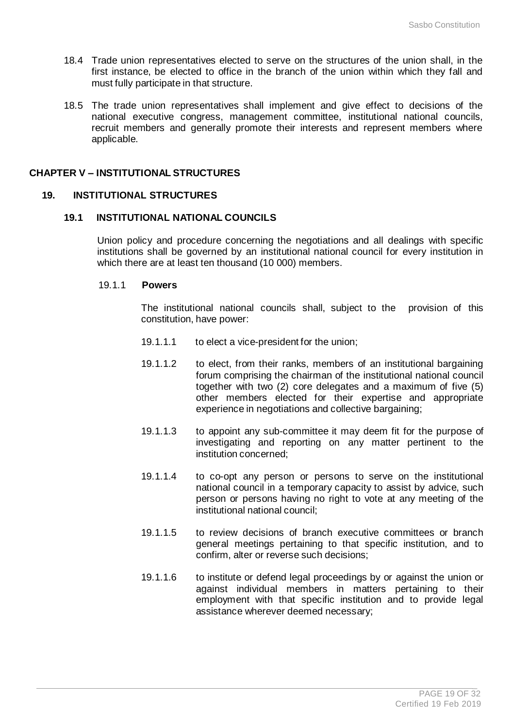18.4 Trade union representatives elected to serve on the structures of the union shall, in the first instance, be elected to office in the branch of the union within which they fall and must fully participate in that structure.

18.5 The trade union representatives shall implement and give effect to decisions of the national executive congress, management committee, institutional national councils, recruit members and generally promote their interests and represent members where applicable.

## CHAPTER V – INSTITUTIONAL STRUCTURES

### 19. INSTITUTIONAL STRUCTURES

#### 19.1 INSTITUTIONAL NATIONAL COUNCILS

Union policy and procedure concerning the negotiations and all dealings with specific institutions shall be governed by an institutional national council for every institution in which there are at least ten thousand (10 000) members.

19.1.1 **Powers**

The institutional national councils shall, subject to the provision of this constitution, have power:

19.1.1.1 to elect a vice-president for the union;

19.1.1.2 to elect, from their ranks, members of an institutional bargaining forum comprising the chairman of the institutional national council together with two (2) core delegates and a maximum of five (5) other members elected for their expertise and appropriate experience in negotiations and collective bargaining;

19.1.1.3 to appoint any sub-committee it may deem fit for the purpose of investigating and reporting on any matter pertinent to the institution concerned;

19.1.1.4 to co-opt any person or persons to serve on the institutional national council in a temporary capacity to assist by advice, such person or persons having no right to vote at any meeting of the institutional national council;

19.1.1.5 to review decisions of branch executive committees or branch general meetings pertaining to that specific institution, and to confirm, alter or reverse such decisions;

19.1.1.6 to institute or defend legal proceedings by or against the union or against individual members in matters pertaining to their employment with that specific institution and to provide legal assistance wherever deemed necessary;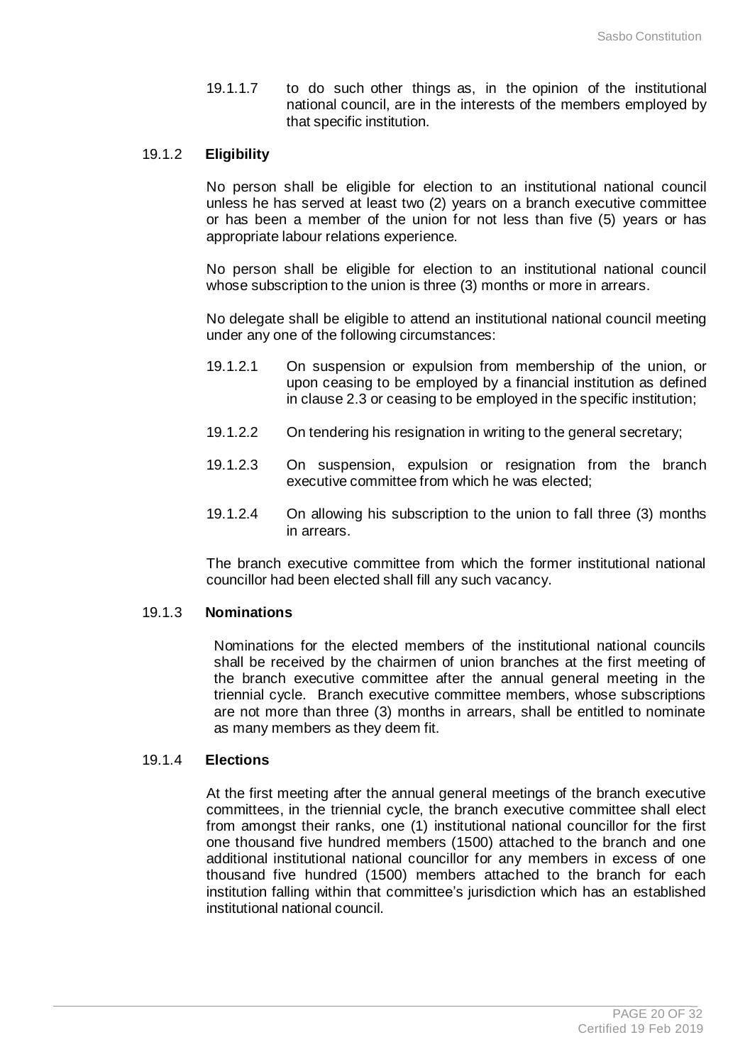19.1.1.7 to do such other things as, in the opinion of the institutional national council, are in the interests of the members employed by that specific institution.

### 19.1.2 **Eligibility**

No person shall be eligible for election to an institutional national council unless he has served at least two (2) years on a branch executive committee or has been a member of the union for not less than five (5) years or has appropriate labour relations experience.

No person shall be eligible for election to an institutional national council whose subscription to the union is three (3) months or more in arrears.

No delegate shall be eligible to attend an institutional national council meeting under any one of the following circumstances:

19.1.2.1 On suspension or expulsion from membership of the union, or upon ceasing to be employed by a financial institution as defined in clause 2.3 or ceasing to be employed in the specific institution;

19.1.2.2 On tendering his resignation in writing to the general secretary;

19.1.2.3 On suspension, expulsion or resignation from the branch executive committee from which he was elected;

19.1.2.4 On allowing his subscription to the union to fall three (3) months in arrears.

The branch executive committee from which the former institutional national councillor had been elected shall fill any such vacancy.

### 19.1.3 **Nominations**

Nominations for the elected members of the institutional national councils shall be received by the chairmen of union branches at the first meeting of the branch executive committee after the annual general meeting in the triennial cycle. Branch executive committee members, whose subscriptions are not more than three (3) months in arrears, shall be entitled to nominate as many members as they deem fit.

### 19.1.4 **Elections**

At the first meeting after the annual general meetings of the branch executive committees, in the triennial cycle, the branch executive committee shall elect from amongst their ranks, one (1) institutional national councillor for the first one thousand five hundred members (1500) attached to the branch and one additional institutional national councillor for any members in excess of one thousand five hundred (1500) members attached to the branch for each institution falling within that committee's jurisdiction which has an established institutional national council.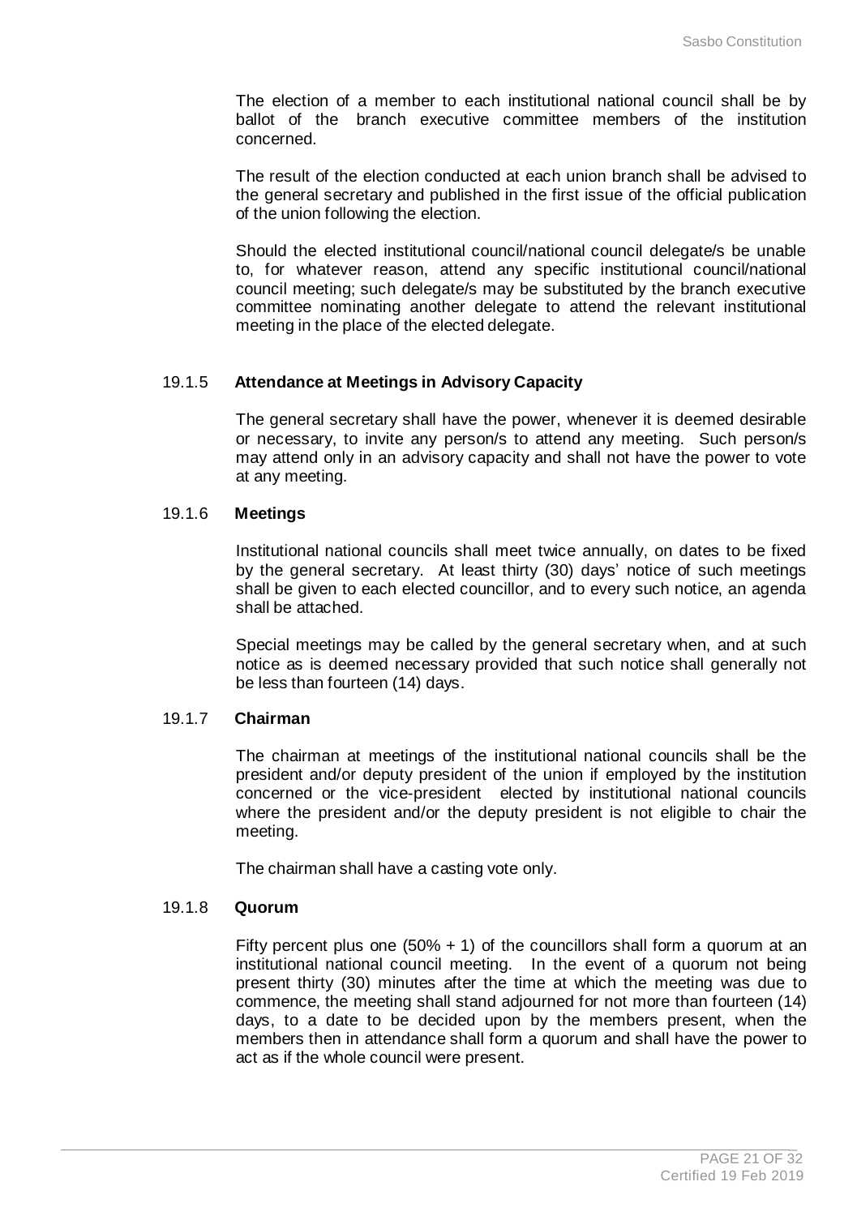The election of a member to each institutional national council shall be by ballot of the branch executive committee members of the institution concerned.

The result of the election conducted at each union branch shall be advised to the general secretary and published in the first issue of the official publication of the union following the election.

Should the elected institutional council/national council delegate/s be unable to, for whatever reason, attend any specific institutional council/national council meeting; such delegate/s may be substituted by the branch executive committee nominating another delegate to attend the relevant institutional meeting in the place of the elected delegate.

### 19.1.5 **Attendance at Meetings in Advisory Capacity**

The general secretary shall have the power, whenever it is deemed desirable or necessary, to invite any person/s to attend any meeting. Such person/s may attend only in an advisory capacity and shall not have the power to vote at any meeting.

### 19.1.6 **Meetings**

Institutional national councils shall meet twice annually, on dates to be fixed by the general secretary. At least thirty (30) days' notice of such meetings shall be given to each elected councillor, and to every such notice, an agenda shall be attached.

Special meetings may be called by the general secretary when, and at such notice as is deemed necessary provided that such notice shall generally not be less than fourteen (14) days.

### 19.1.7 **Chairman**

The chairman at meetings of the institutional national councils shall be the president and/or deputy president of the union if employed by the institution concerned or the vice-president elected by institutional national councils where the president and/or the deputy president is not eligible to chair the meeting.

The chairman shall have a casting vote only.

### 19.1.8 **Quorum**

Fifty percent plus one (50% + 1) of the councillors shall form a quorum at an institutional national council meeting. In the event of a quorum not being present thirty (30) minutes after the time at which the meeting was due to commence, the meeting shall stand adjourned for not more than fourteen (14) days, to a date to be decided upon by the members present, when the members then in attendance shall form a quorum and shall have the power to act as if the whole council were present.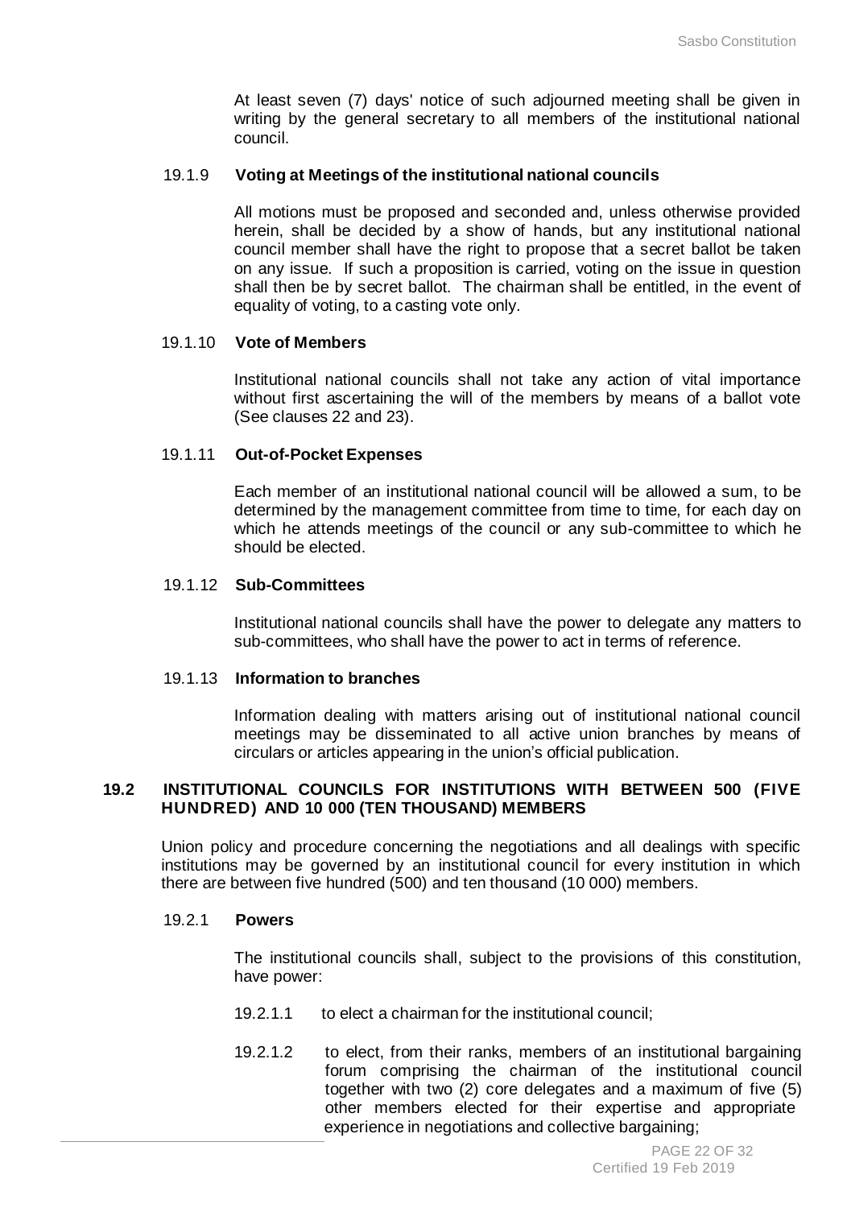At least seven (7) days' notice of such adjourned meeting shall be given in writing by the general secretary to all members of the institutional national council.

#### 19.1.9 Voting at Meetings of the institutional national councils

All motions must be proposed and seconded and, unless otherwise provided herein, shall be decided by a show of hands, but any institutional national council member shall have the right to propose that a secret ballot be taken on any issue. If such a proposition is carried, voting on the issue in question shall then be by secret ballot. The chairman shall be entitled, in the event of equality of voting, to a casting vote only.

#### 19.1.10 Vote of Members

Institutional national councils shall not take any action of vital importance without first ascertaining the will of the members by means of a ballot vote (See clauses 22 and 23).

#### 19.1.11 Out-of-Pocket Expenses

Each member of an institutional national council will be allowed a sum, to be determined by the management committee from time to time, for each day on which he attends meetings of the council or any sub-committee to which he should be elected.

#### 19.1.12 Sub-Committees

Institutional national councils shall have the power to delegate any matters to sub-committees, who shall have the power to act in terms of reference.

#### 19.1.13 Information to branches

Information dealing with matters arising out of institutional national council meetings may be disseminated to all active union branches by means of circulars or articles appearing in the union's official publication.

### 19.2 INSTITUTIONAL COUNCILS FOR INSTITUTIONS WITH BETWEEN 500 (FIVE HUNDRED) AND 10 000 (TEN THOUSAND) MEMBERS

Union policy and procedure concerning the negotiations and all dealings with specific institutions may be governed by an institutional council for every institution in which there are between five hundred (500) and ten thousand (10 000) members.

#### 19.2.1 Powers

The institutional councils shall, subject to the provisions of this constitution, have power:

19.2.1.1 to elect a chairman for the institutional council;

19.2.1.2 to elect, from their ranks, members of an institutional bargaining forum comprising the chairman of the institutional council together with two (2) core delegates and a maximum of five (5) other members elected for their expertise and appropriate experience in negotiations and collective bargaining;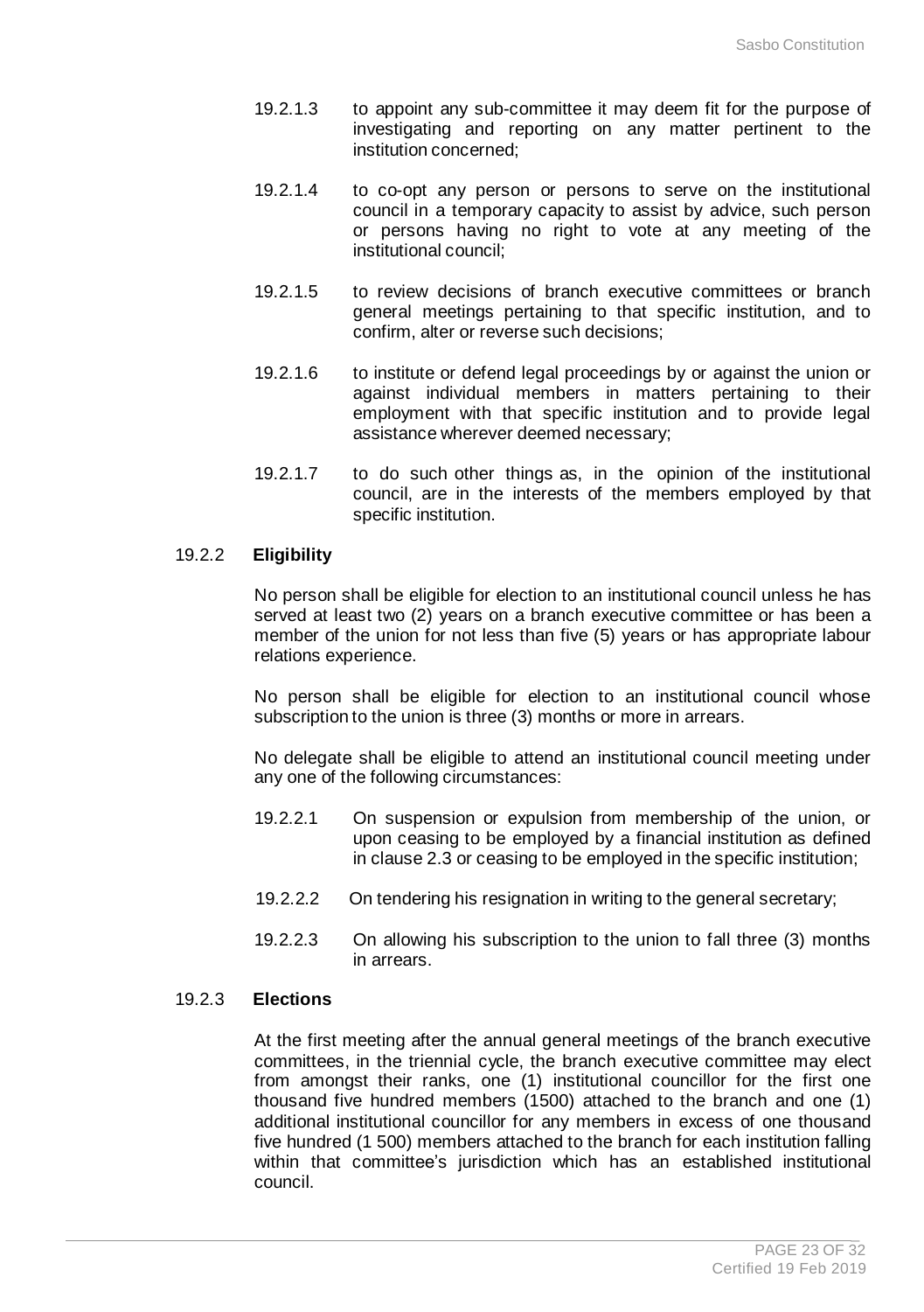19.2.1.3 to appoint any sub-committee it may deem fit for the purpose of investigating and reporting on any matter pertinent to the institution concerned;

19.2.1.4 to co-opt any person or persons to serve on the institutional council in a temporary capacity to assist by advice, such person or persons having no right to vote at any meeting of the institutional council;

19.2.1.5 to review decisions of branch executive committees or branch general meetings pertaining to that specific institution, and to confirm, alter or reverse such decisions;

19.2.1.6 to institute or defend legal proceedings by or against the union or against individual members in matters pertaining to their employment with that specific institution and to provide legal assistance wherever deemed necessary;

19.2.1.7 to do such other things as, in the opinion of the institutional council, are in the interests of the members employed by that specific institution.

### 19.2.2 **Eligibility**

No person shall be eligible for election to an institutional council unless he has served at least two (2) years on a branch executive committee or has been a member of the union for not less than five (5) years or has appropriate labour relations experience.

No person shall be eligible for election to an institutional council whose subscription to the union is three (3) months or more in arrears.

No delegate shall be eligible to attend an institutional council meeting under any one of the following circumstances:

19.2.2.1 On suspension or expulsion from membership of the union, or upon ceasing to be employed by a financial institution as defined in clause 2.3 or ceasing to be employed in the specific institution;

19.2.2.2 On tendering his resignation in writing to the general secretary;

19.2.2.3 On allowing his subscription to the union to fall three (3) months in arrears.

### 19.2.3 **Elections**

At the first meeting after the annual general meetings of the branch executive committees, in the triennial cycle, the branch executive committee may elect from amongst their ranks, one (1) institutional councillor for the first one thousand five hundred members (1500) attached to the branch and one (1) additional institutional councillor for any members in excess of one thousand five hundred (1 500) members attached to the branch for each institution falling within that committee's jurisdiction which has an established institutional council.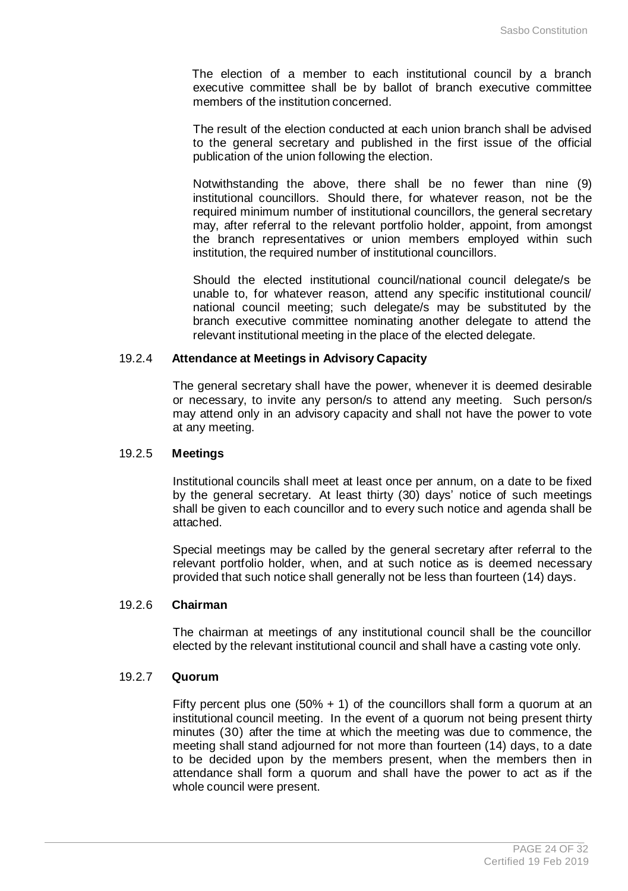The election of a member to each institutional council by a branch executive committee shall be by ballot of branch executive committee members of the institution concerned.

The result of the election conducted at each union branch shall be advised to the general secretary and published in the first issue of the official publication of the union following the election.

Notwithstanding the above, there shall be no fewer than nine (9) institutional councillors. Should there, for whatever reason, not be the required minimum number of institutional councillors, the general secretary may, after referral to the relevant portfolio holder, appoint, from amongst the branch representatives or union members employed within such institution, the required number of institutional councillors.

Should the elected institutional council/national council delegate/s be unable to, for whatever reason, attend any specific institutional council/ national council meeting; such delegate/s may be substituted by the branch executive committee nominating another delegate to attend the relevant institutional meeting in the place of the elected delegate.

#### 19.2.4 Attendance at Meetings in Advisory Capacity

The general secretary shall have the power, whenever it is deemed desirable or necessary, to invite any person/s to attend any meeting. Such person/s may attend only in an advisory capacity and shall not have the power to vote at any meeting.

#### 19.2.5 Meetings

Institutional councils shall meet at least once per annum, on a date to be fixed by the general secretary. At least thirty (30) days' notice of such meetings shall be given to each councillor and to every such notice and agenda shall be attached.

Special meetings may be called by the general secretary after referral to the relevant portfolio holder, when, and at such notice as is deemed necessary provided that such notice shall generally not be less than fourteen (14) days.

#### 19.2.6 Chairman

The chairman at meetings of any institutional council shall be the councillor elected by the relevant institutional council and shall have a casting vote only.

#### 19.2.7 Quorum

Fifty percent plus one (50% + 1) of the councillors shall form a quorum at an institutional council meeting. In the event of a quorum not being present thirty minutes (30) after the time at which the meeting was due to commence, the meeting shall stand adjourned for not more than fourteen (14) days, to a date to be decided upon by the members present, when the members then in attendance shall form a quorum and shall have the power to act as if the whole council were present.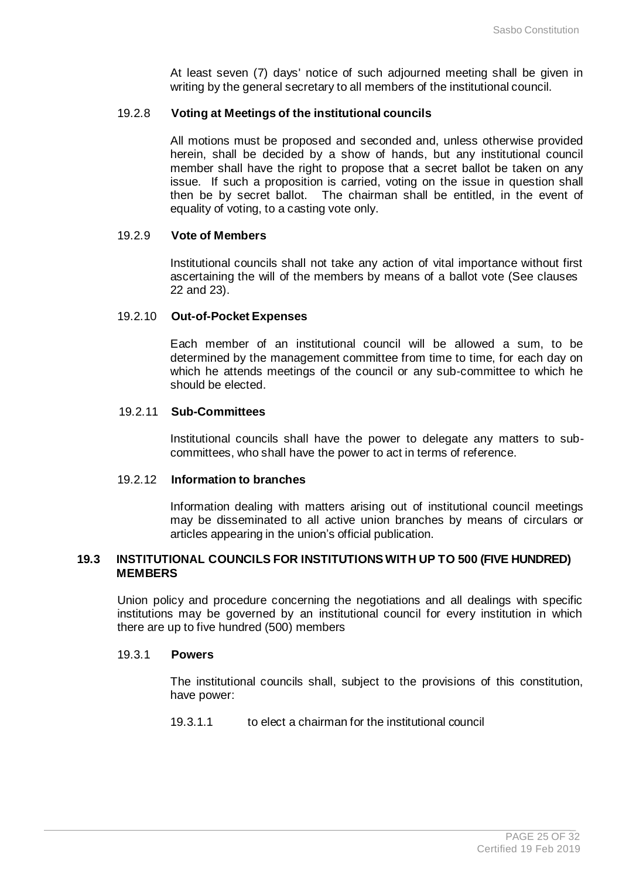At least seven (7) days' notice of such adjourned meeting shall be given in writing by the general secretary to all members of the institutional council.

#### 19.2.8 Voting at Meetings of the institutional councils

All motions must be proposed and seconded and, unless otherwise provided herein, shall be decided by a show of hands, but any institutional council member shall have the right to propose that a secret ballot be taken on any issue. If such a proposition is carried, voting on the issue in question shall then be by secret ballot. The chairman shall be entitled, in the event of equality of voting, to a casting vote only.

#### 19.2.9 Vote of Members

Institutional councils shall not take any action of vital importance without first ascertaining the will of the members by means of a ballot vote (See clauses 22 and 23).

#### 19.2.10 Out-of-Pocket Expenses

Each member of an institutional council will be allowed a sum, to be determined by the management committee from time to time, for each day on which he attends meetings of the council or any sub-committee to which he should be elected.

#### 19.2.11 Sub-Committees

Institutional councils shall have the power to delegate any matters to sub-committees, who shall have the power to act in terms of reference.

#### 19.2.12 Information to branches

Information dealing with matters arising out of institutional council meetings may be disseminated to all active union branches by means of circulars or articles appearing in the union's official publication.

### 19.3 INSTITUTIONAL COUNCILS FOR INSTITUTIONS WITH UP TO 500 (FIVE HUNDRED) MEMBERS

Union policy and procedure concerning the negotiations and all dealings with specific institutions may be governed by an institutional council for every institution in which there are up to five hundred (500) members

#### 19.3.1 Powers

The institutional councils shall, subject to the provisions of this constitution, have power:

19.3.1.1 to elect a chairman for the institutional council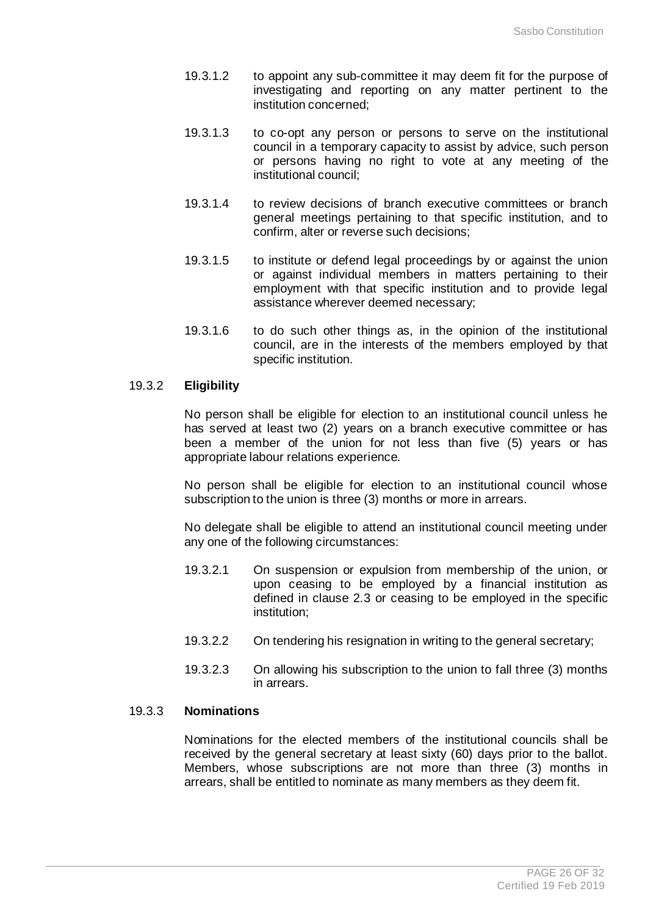19.3.1.2 to appoint any sub-committee it may deem fit for the purpose of investigating and reporting on any matter pertinent to the institution concerned;

19.3.1.3 to co-opt any person or persons to serve on the institutional council in a temporary capacity to assist by advice, such person or persons having no right to vote at any meeting of the institutional council;

19.3.1.4 to review decisions of branch executive committees or branch general meetings pertaining to that specific institution, and to confirm, alter or reverse such decisions;

19.3.1.5 to institute or defend legal proceedings by or against the union or against individual members in matters pertaining to their employment with that specific institution and to provide legal assistance wherever deemed necessary;

19.3.1.6 to do such other things as, in the opinion of the institutional council, are in the interests of the members employed by that specific institution.

19.3.2 **Eligibility**

No person shall be eligible for election to an institutional council unless he has served at least two (2) years on a branch executive committee or has been a member of the union for not less than five (5) years or has appropriate labour relations experience.

No person shall be eligible for election to an institutional council whose subscription to the union is three (3) months or more in arrears.

No delegate shall be eligible to attend an institutional council meeting under any one of the following circumstances:

19.3.2.1 On suspension or expulsion from membership of the union, or upon ceasing to be employed by a financial institution as defined in clause 2.3 or ceasing to be employed in the specific institution;

19.3.2.2 On tendering his resignation in writing to the general secretary;

19.3.2.3 On allowing his subscription to the union to fall three (3) months in arrears.

19.3.3 **Nominations**

Nominations for the elected members of the institutional councils shall be received by the general secretary at least sixty (60) days prior to the ballot. Members, whose subscriptions are not more than three (3) months in arrears, shall be entitled to nominate as many members as they deem fit.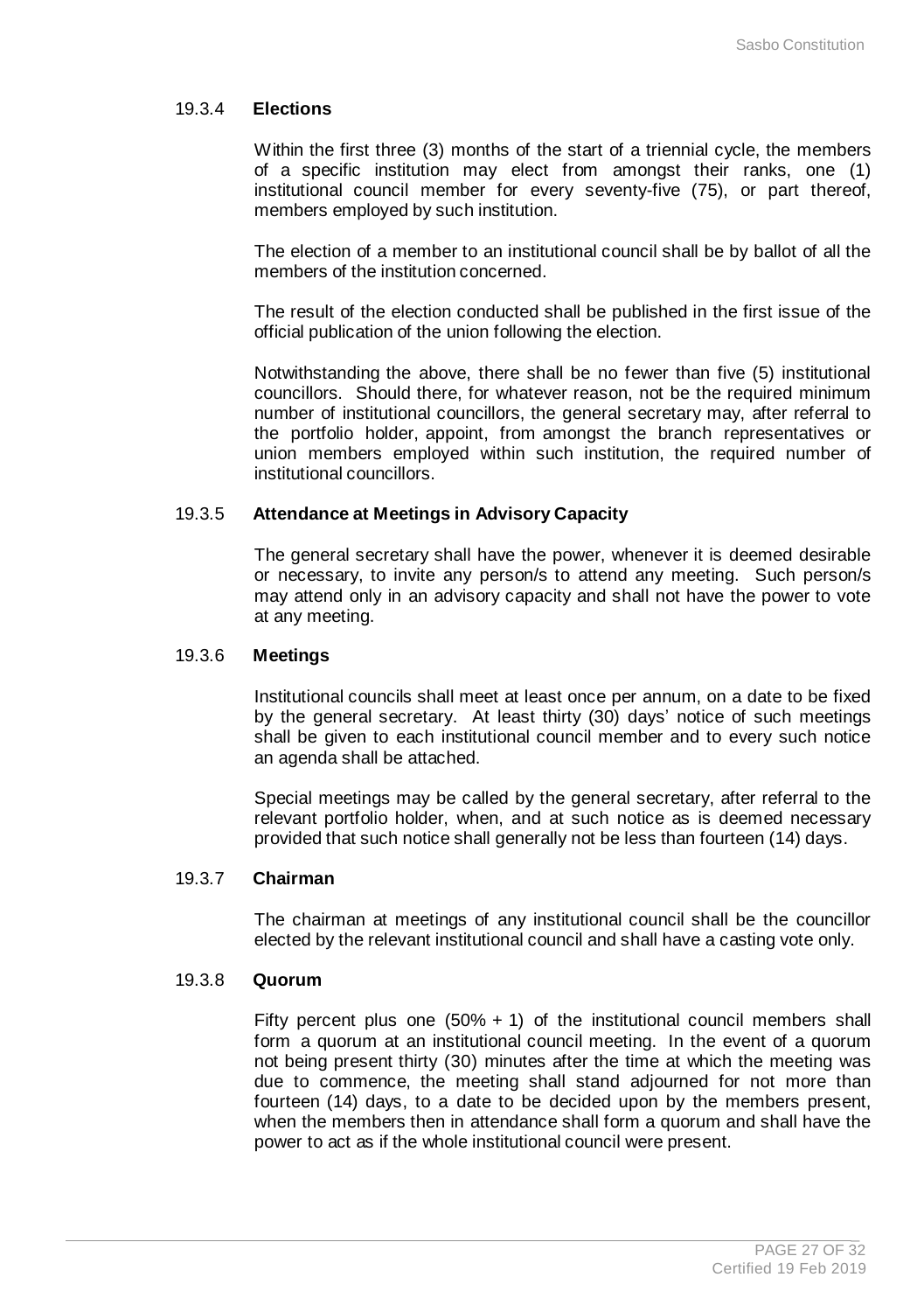#### 19.3.4 **Elections**

Within the first three (3) months of the start of a triennial cycle, the members of a specific institution may elect from amongst their ranks, one (1) institutional council member for every seventy-five (75), or part thereof, members employed by such institution.

The election of a member to an institutional council shall be by ballot of all the members of the institution concerned.

The result of the election conducted shall be published in the first issue of the official publication of the union following the election.

Notwithstanding the above, there shall be no fewer than five (5) institutional councillors. Should there, for whatever reason, not be the required minimum number of institutional councillors, the general secretary may, after referral to the portfolio holder, appoint, from amongst the branch representatives or union members employed within such institution, the required number of institutional councillors.

#### 19.3.5 **Attendance at Meetings in Advisory Capacity**

The general secretary shall have the power, whenever it is deemed desirable or necessary, to invite any person/s to attend any meeting. Such person/s may attend only in an advisory capacity and shall not have the power to vote at any meeting.

#### 19.3.6 **Meetings**

Institutional councils shall meet at least once per annum, on a date to be fixed by the general secretary. At least thirty (30) days' notice of such meetings shall be given to each institutional council member and to every such notice an agenda shall be attached.

Special meetings may be called by the general secretary, after referral to the relevant portfolio holder, when, and at such notice as is deemed necessary provided that such notice shall generally not be less than fourteen (14) days.

#### 19.3.7 **Chairman**

The chairman at meetings of any institutional council shall be the councillor elected by the relevant institutional council and shall have a casting vote only.

#### 19.3.8 **Quorum**

Fifty percent plus one (50% + 1) of the institutional council members shall form a quorum at an institutional council meeting. In the event of a quorum not being present thirty (30) minutes after the time at which the meeting was due to commence, the meeting shall stand adjourned for not more than fourteen (14) days, to a date to be decided upon by the members present, when the members then in attendance shall form a quorum and shall have the power to act as if the whole institutional council were present.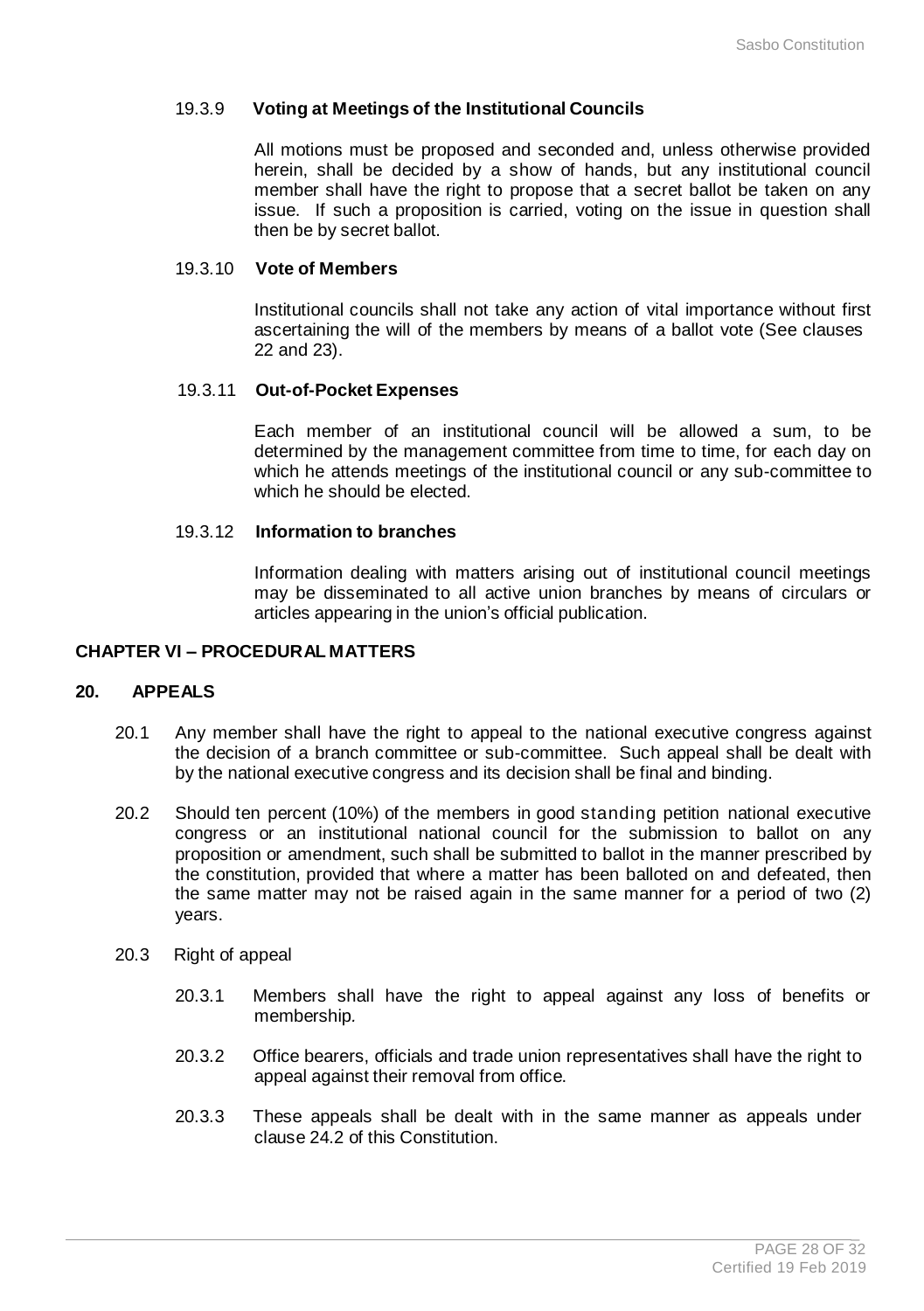#### 19.3.9 **Voting at Meetings of the Institutional Councils**

All motions must be proposed and seconded and, unless otherwise provided herein, shall be decided by a show of hands, but any institutional council member shall have the right to propose that a secret ballot be taken on any issue. If such a proposition is carried, voting on the issue in question shall then be by secret ballot.

#### 19.3.10 **Vote of Members**

Institutional councils shall not take any action of vital importance without first ascertaining the will of the members by means of a ballot vote (See clauses 22 and 23).

#### 19.3.11 **Out-of-Pocket Expenses**

Each member of an institutional council will be allowed a sum, to be determined by the management committee from time to time, for each day on which he attends meetings of the institutional council or any sub-committee to which he should be elected.

#### 19.3.12 **Information to branches**

Information dealing with matters arising out of institutional council meetings may be disseminated to all active union branches by means of circulars or articles appearing in the union's official publication.

## CHAPTER VI – PROCEDURAL MATTERS

## 20. APPEALS

20.1 Any member shall have the right to appeal to the national executive congress against the decision of a branch committee or sub-committee. Such appeal shall be dealt with by the national executive congress and its decision shall be final and binding.

20.2 Should ten percent (10%) of the members in good standing petition national executive congress or an institutional national council for the submission to ballot on any proposition or amendment, such shall be submitted to ballot in the manner prescribed by the constitution, provided that where a matter has been balloted on and defeated, then the same matter may not be raised again in the same manner for a period of two (2) years.

20.3 Right of appeal

20.3.1 Members shall have the right to appeal against any loss of benefits or membership.

20.3.2 Office bearers, officials and trade union representatives shall have the right to appeal against their removal from office.

20.3.3 These appeals shall be dealt with in the same manner as appeals under clause 24.2 of this Constitution.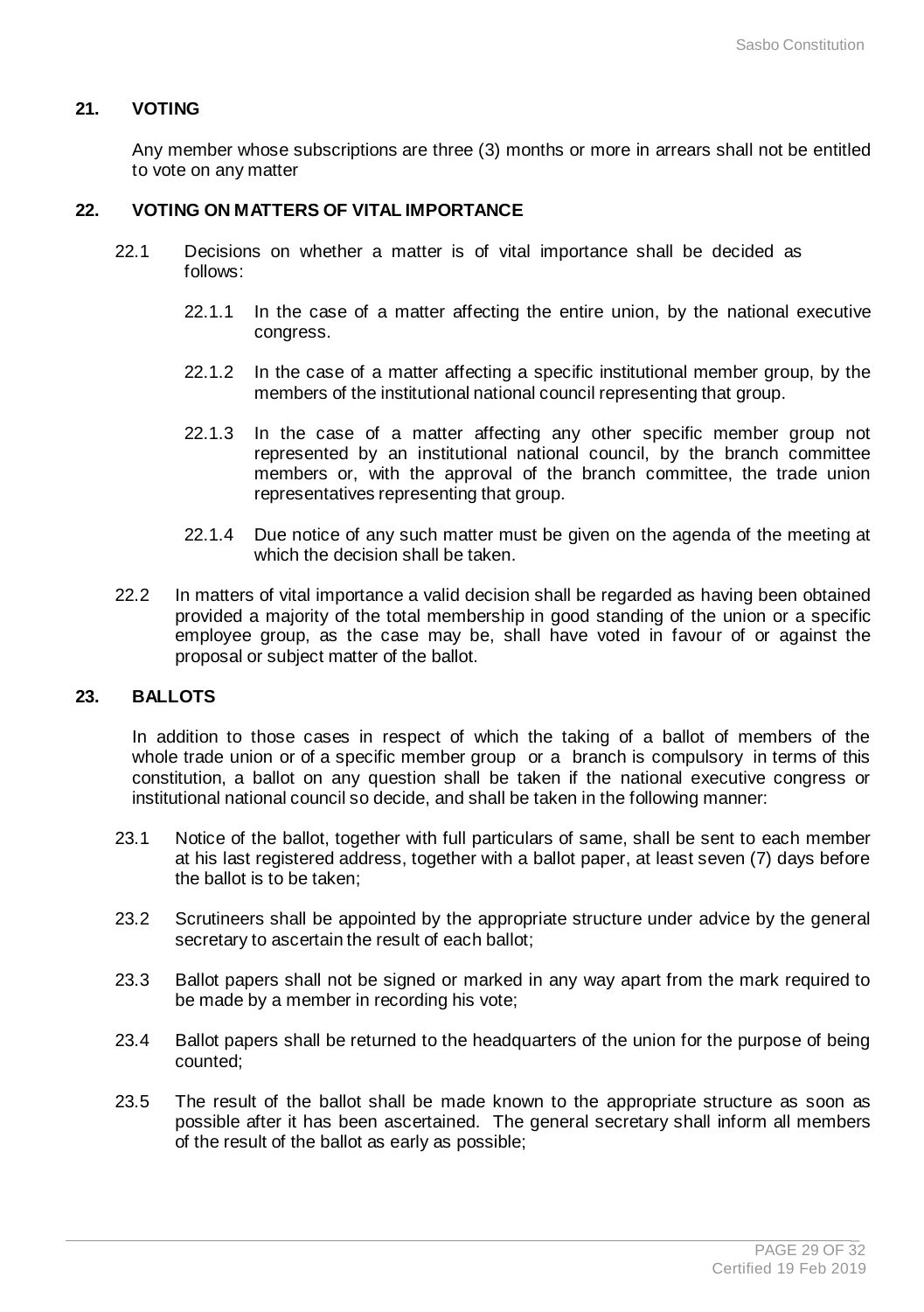## 21. VOTING

Any member whose subscriptions are three (3) months or more in arrears shall not be entitled to vote on any matter

## 22. VOTING ON MATTERS OF VITAL IMPORTANCE

22.1 Decisions on whether a matter is of vital importance shall be decided as follows:

22.1.1 In the case of a matter affecting the entire union, by the national executive congress.

22.1.2 In the case of a matter affecting a specific institutional member group, by the members of the institutional national council representing that group.

22.1.3 In the case of a matter affecting any other specific member group not represented by an institutional national council, by the branch committee members or, with the approval of the branch committee, the trade union representatives representing that group.

22.1.4 Due notice of any such matter must be given on the agenda of the meeting at which the decision shall be taken.

22.2 In matters of vital importance a valid decision shall be regarded as having been obtained provided a majority of the total membership in good standing of the union or a specific employee group, as the case may be, shall have voted in favour of or against the proposal or subject matter of the ballot.

## 23. BALLOTS

In addition to those cases in respect of which the taking of a ballot of members of the whole trade union or of a specific member group or a branch is compulsory in terms of this constitution, a ballot on any question shall be taken if the national executive congress or institutional national council so decide, and shall be taken in the following manner:

23.1 Notice of the ballot, together with full particulars of same, shall be sent to each member at his last registered address, together with a ballot paper, at least seven (7) days before the ballot is to be taken;

23.2 Scrutineers shall be appointed by the appropriate structure under advice by the general secretary to ascertain the result of each ballot;

23.3 Ballot papers shall not be signed or marked in any way apart from the mark required to be made by a member in recording his vote;

23.4 Ballot papers shall be returned to the headquarters of the union for the purpose of being counted;

23.5 The result of the ballot shall be made known to the appropriate structure as soon as possible after it has been ascertained. The general secretary shall inform all members of the result of the ballot as early as possible;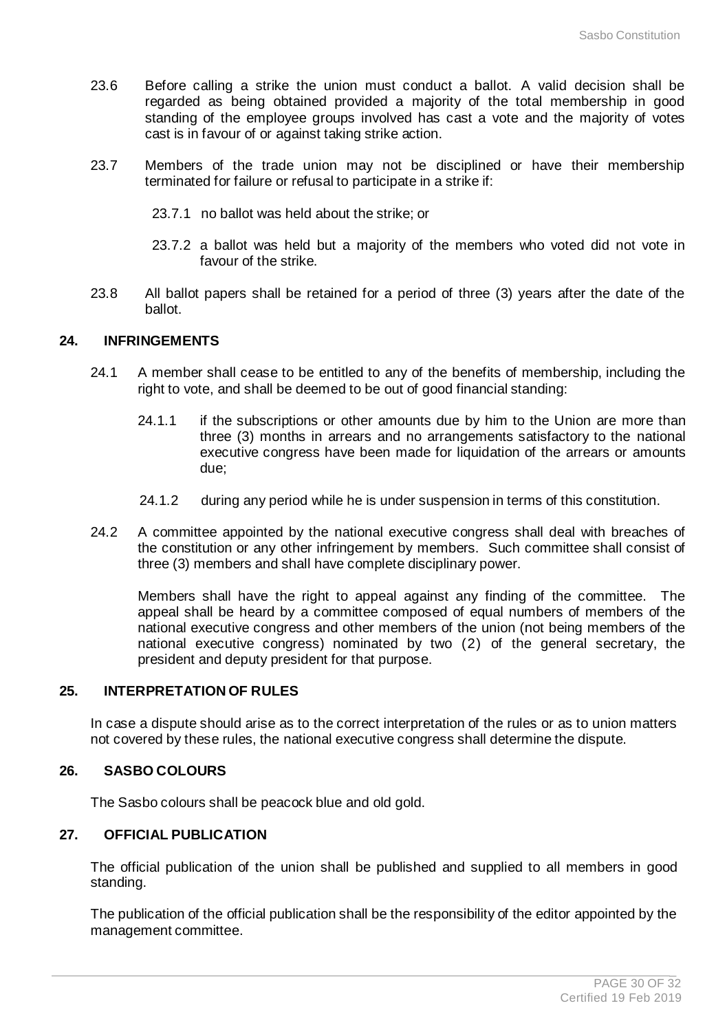23.6 Before calling a strike the union must conduct a ballot. A valid decision shall be regarded as being obtained provided a majority of the total membership in good standing of the employee groups involved has cast a vote and the majority of votes cast is in favour of or against taking strike action.

23.7 Members of the trade union may not be disciplined or have their membership terminated for failure or refusal to participate in a strike if:

23.7.1 no ballot was held about the strike; or

23.7.2 a ballot was held but a majority of the members who voted did not vote in favour of the strike.

23.8 All ballot papers shall be retained for a period of three (3) years after the date of the ballot.

## 24. INFRINGEMENTS

24.1 A member shall cease to be entitled to any of the benefits of membership, including the right to vote, and shall be deemed to be out of good financial standing:

24.1.1 if the subscriptions or other amounts due by him to the Union are more than three (3) months in arrears and no arrangements satisfactory to the national executive congress have been made for liquidation of the arrears or amounts due;

24.1.2 during any period while he is under suspension in terms of this constitution.

24.2 A committee appointed by the national executive congress shall deal with breaches of the constitution or any other infringement by members. Such committee shall consist of three (3) members and shall have complete disciplinary power.

Members shall have the right to appeal against any finding of the committee. The appeal shall be heard by a committee composed of equal numbers of members of the national executive congress and other members of the union (not being members of the national executive congress) nominated by two (2) of the general secretary, the president and deputy president for that purpose.

## 25. INTERPRETATION OF RULES

In case a dispute should arise as to the correct interpretation of the rules or as to union matters not covered by these rules, the national executive congress shall determine the dispute.

## 26. SASBO COLOURS

The Sasbo colours shall be peacock blue and old gold.

## 27. OFFICIAL PUBLICATION

The official publication of the union shall be published and supplied to all members in good standing.

The publication of the official publication shall be the responsibility of the editor appointed by the management committee.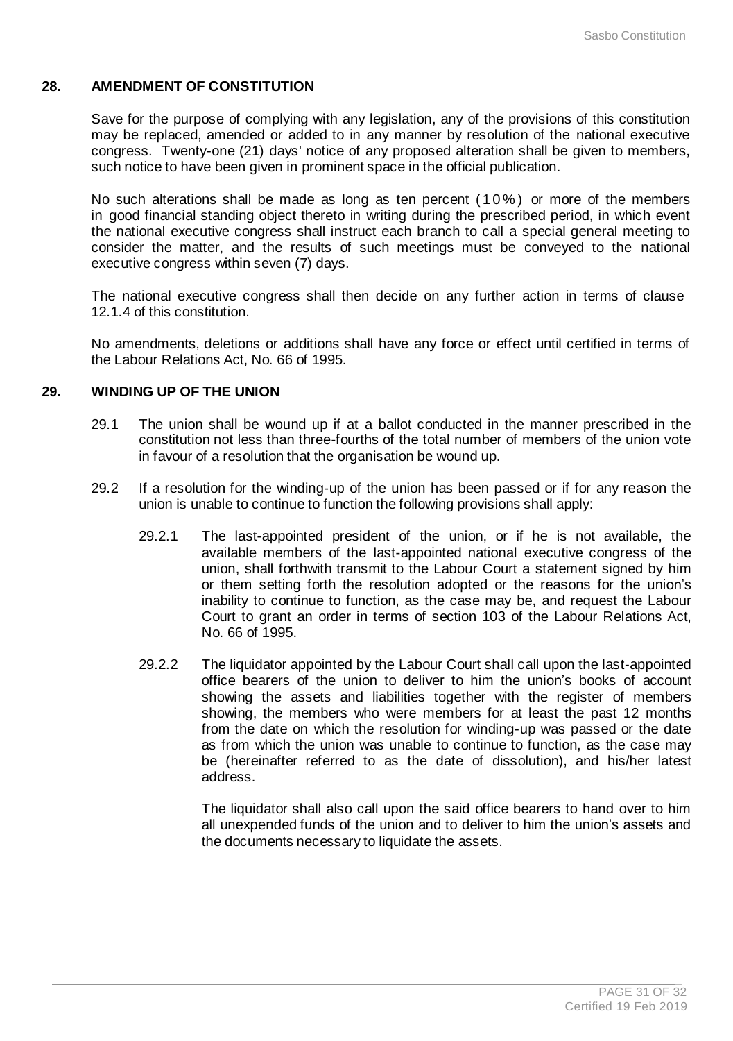## 28. AMENDMENT OF CONSTITUTION

Save for the purpose of complying with any legislation, any of the provisions of this constitution may be replaced, amended or added to in any manner by resolution of the national executive congress. Twenty-one (21) days' notice of any proposed alteration shall be given to members, such notice to have been given in prominent space in the official publication.

No such alterations shall be made as long as ten percent (10%) or more of the members in good financial standing object thereto in writing during the prescribed period, in which event the national executive congress shall instruct each branch to call a special general meeting to consider the matter, and the results of such meetings must be conveyed to the national executive congress within seven (7) days.

The national executive congress shall then decide on any further action in terms of clause 12.1.4 of this constitution.

No amendments, deletions or additions shall have any force or effect until certified in terms of the Labour Relations Act, No. 66 of 1995.

## 29. WINDING UP OF THE UNION

29.1 The union shall be wound up if at a ballot conducted in the manner prescribed in the constitution not less than three-fourths of the total number of members of the union vote in favour of a resolution that the organisation be wound up.

29.2 If a resolution for the winding-up of the union has been passed or if for any reason the union is unable to continue to function the following provisions shall apply:

29.2.1 The last-appointed president of the union, or if he is not available, the available members of the last-appointed national executive congress of the union, shall forthwith transmit to the Labour Court a statement signed by him or them setting forth the resolution adopted or the reasons for the union's inability to continue to function, as the case may be, and request the Labour Court to grant an order in terms of section 103 of the Labour Relations Act, No. 66 of 1995.

29.2.2 The liquidator appointed by the Labour Court shall call upon the last-appointed office bearers of the union to deliver to him the union's books of account showing the assets and liabilities together with the register of members showing, the members who were members for at least the past 12 months from the date on which the resolution for winding-up was passed or the date as from which the union was unable to continue to function, as the case may be (hereinafter referred to as the date of dissolution), and his/her latest address.

The liquidator shall also call upon the said office bearers to hand over to him all unexpended funds of the union and to deliver to him the union's assets and the documents necessary to liquidate the assets.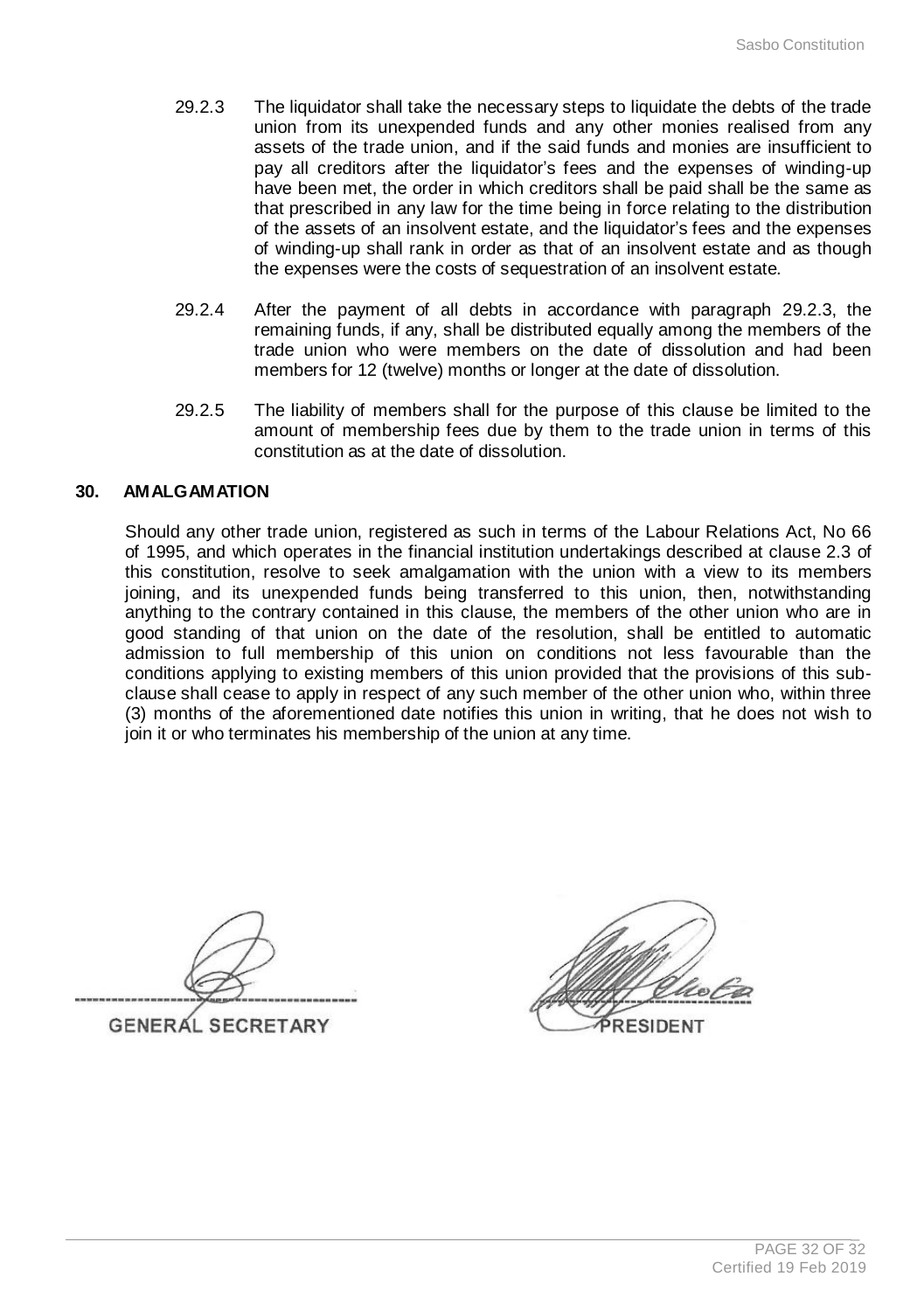29.2.3 The liquidator shall take the necessary steps to liquidate the debts of the trade union from its unexpended funds and any other monies realised from any assets of the trade union, and if the said funds and monies are insufficient to pay all creditors after the liquidator's fees and the expenses of winding-up have been met, the order in which creditors shall be paid shall be the same as that prescribed in any law for the time being in force relating to the distribution of the assets of an insolvent estate, and the liquidator's fees and the expenses of winding-up shall rank in order as that of an insolvent estate and as though the expenses were the costs of sequestration of an insolvent estate.

29.2.4 After the payment of all debts in accordance with paragraph 29.2.3, the remaining funds, if any, shall be distributed equally among the members of the trade union who were members on the date of dissolution and had been members for 12 (twelve) months or longer at the date of dissolution.

29.2.5 The liability of members shall for the purpose of this clause be limited to the amount of membership fees due by them to the trade union in terms of this constitution as at the date of dissolution.

## 30. AMALGAMATION

Should any other trade union, registered as such in terms of the Labour Relations Act, No 66 of 1995, and which operates in the financial institution undertakings described at clause 2.3 of this constitution, resolve to seek amalgamation with the union with a view to its members joining, and its unexpended funds being transferred to this union, then, notwithstanding anything to the contrary contained in this clause, the members of the other union who are in good standing of that union on the date of the resolution, shall be entitled to automatic admission to full membership of this union on conditions not less favourable than the conditions applying to existing members of this union provided that the provisions of this sub-clause shall cease to apply in respect of any such member of the other union who, within three (3) months of the aforementioned date notifies this union in writing, that he does not wish to join it or who terminates his membership of the union at any time.

GENERAL SECRETARY

PRESIDENT

Certified 19 Feb 2019